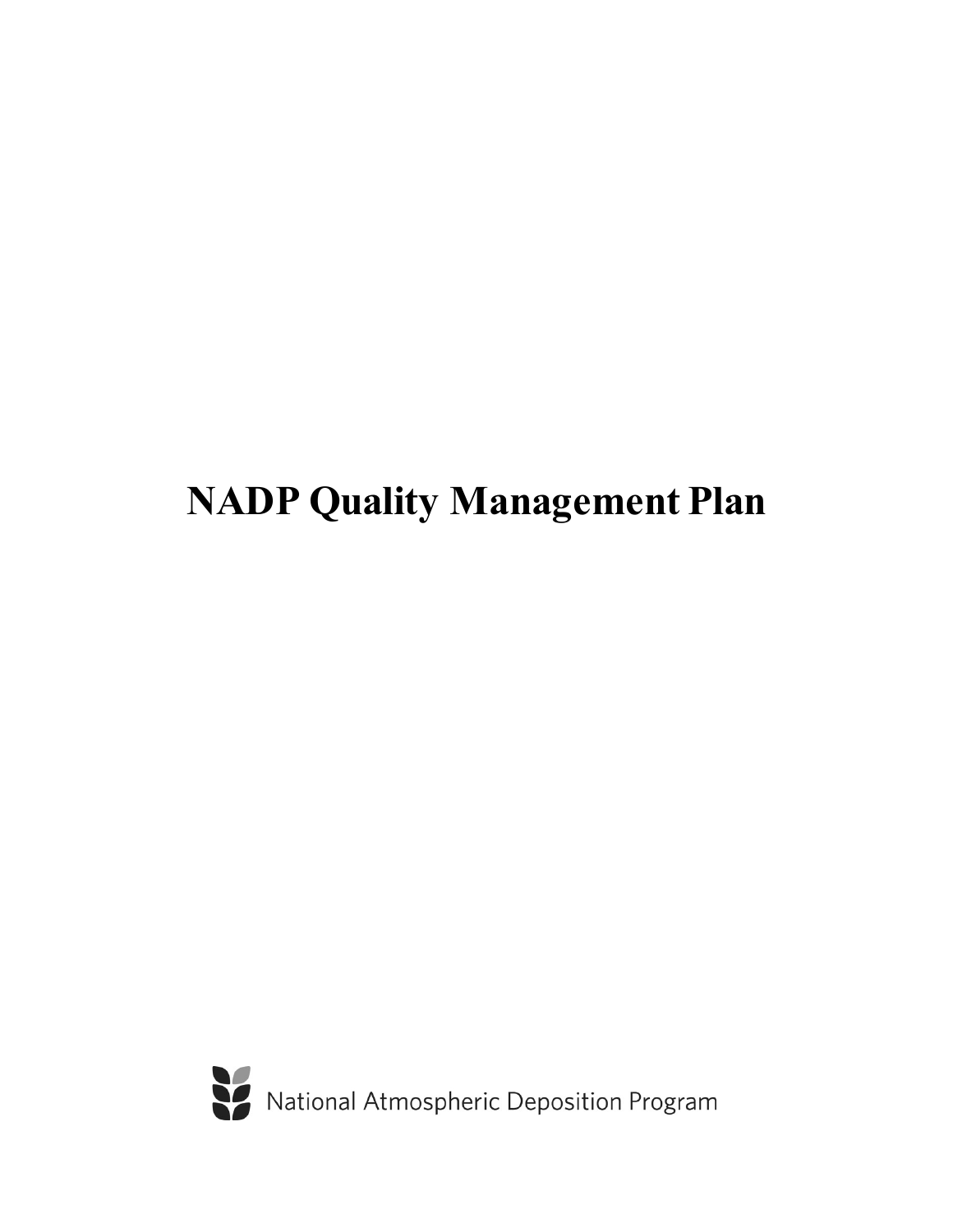# NADP Quality Management Plan

National Atmospheric Deposition Program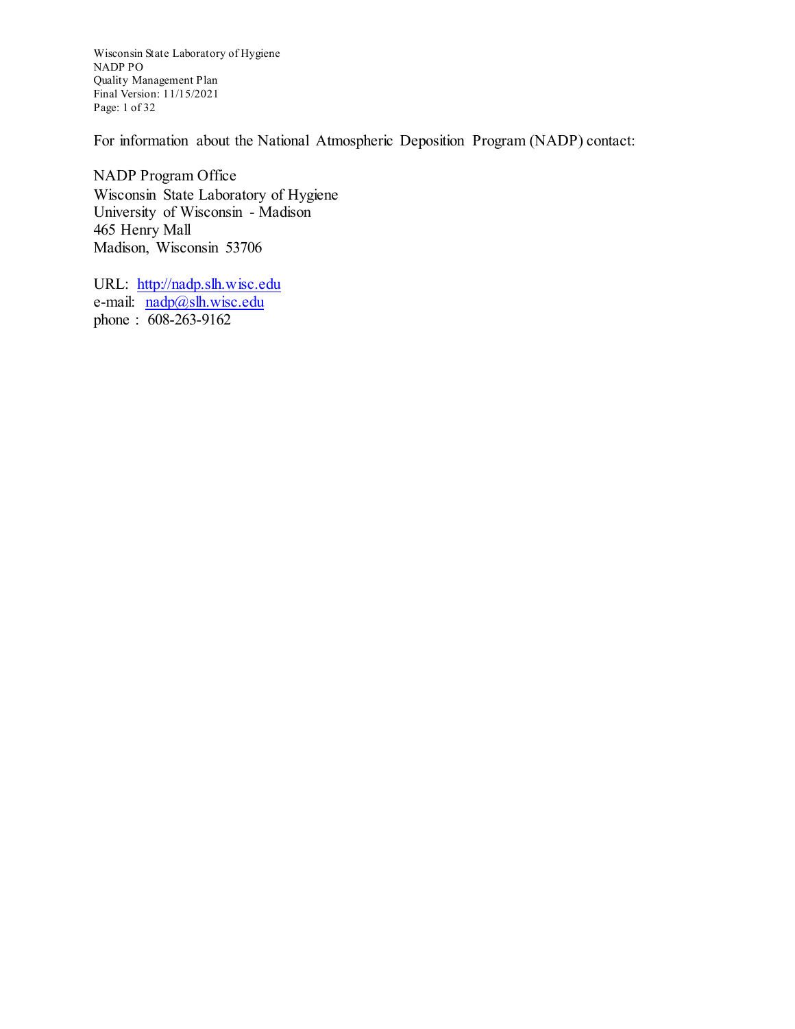For information about the National Atmospheric Deposition Program (NADP) contact:

NADP Program Office
Wisconsin State Laboratory of Hygiene
University of Wisconsin - Madison
465 Henry Mall
Madison, Wisconsin 53706

URL: [http://nadp.slh.wisc.edu](http://nadp.slh.wisc.edu)
e-mail: [nadp@slh.wisc.edu](mailto:nadp@slh.wisc.edu)
phone : 608-263-9162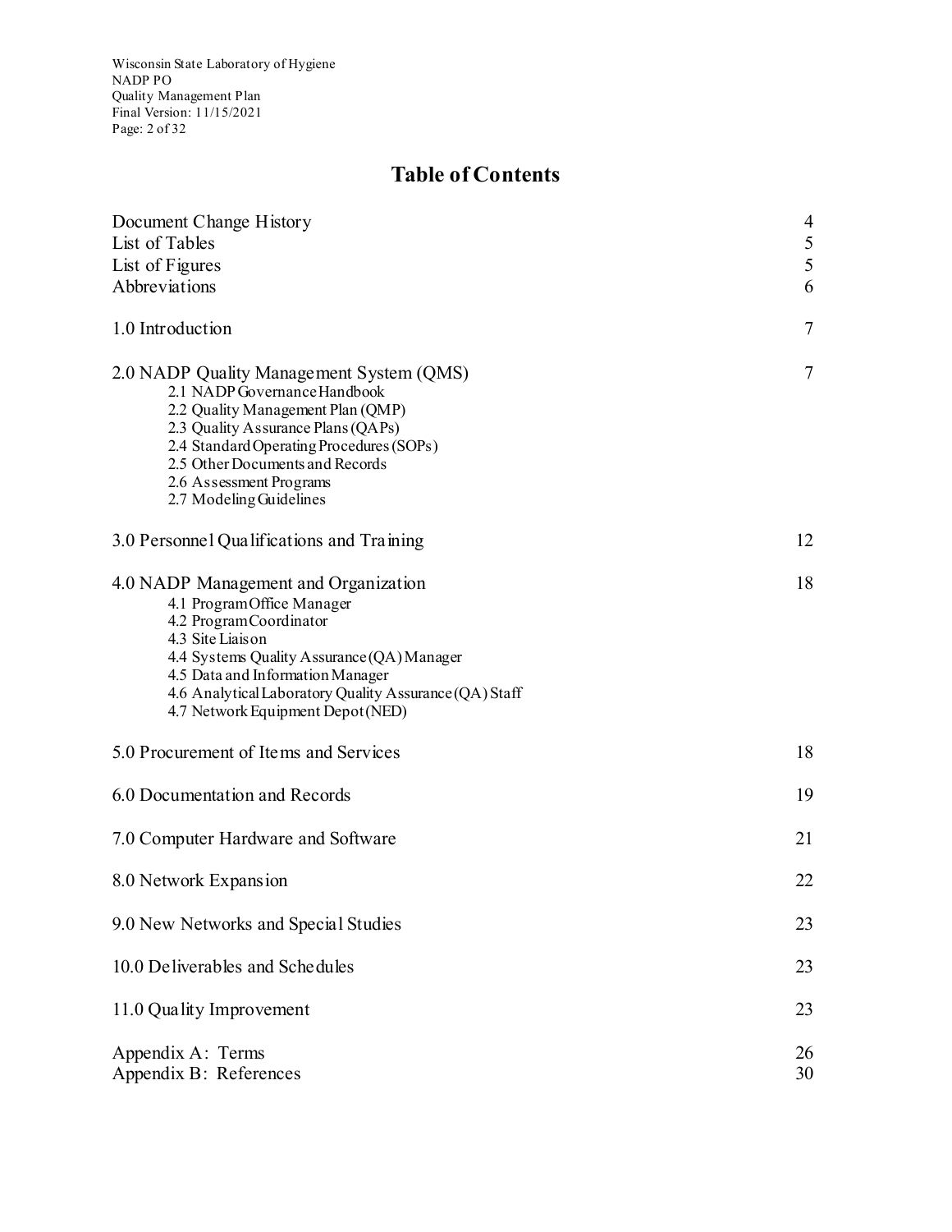# Table of Contents

| | |
|---|---|
| Document Change History | 4 |
| List of Tables | 5 |
| List of Figures | 5 |
| Abbreviations | 6 |
| 1.0 Introduction | 7 |
| 2.0 NADP Quality Management System (QMS) | 7 |
| 2.1 NADP Governance Handbook | |
| 2.2 Quality Management Plan (QMP) | |
| 2.3 Quality Assurance Plans (QAPs) | |
| 2.4 Standard Operating Procedures (SOPs) | |
| 2.5 Other Documents and Records | |
| 2.6 Assessment Programs | |
| 2.7 Modeling Guidelines | |
| 3.0 Personnel Qualifications and Training | 12 |
| 4.0 NADP Management and Organization | 18 |
| 4.1 Program Office Manager | |
| 4.2 Program Coordinator | |
| 4.3 Site Liaison | |
| 4.4 Systems Quality Assurance (QA) Manager | |
| 4.5 Data and Information Manager | |
| 4.6 Analytical Laboratory Quality Assurance (QA) Staff | |
| 4.7 Network Equipment Depot (NED) | |
| 5.0 Procurement of Items and Services | 18 |
| 6.0 Documentation and Records | 19 |
| 7.0 Computer Hardware and Software | 21 |
| 8.0 Network Expansion | 22 |
| 9.0 New Networks and Special Studies | 23 |
| 10.0 Deliverables and Schedules | 23 |
| 11.0 Quality Improvement | 23 |
| Appendix A: Terms | 26 |
| Appendix B: References | 30 |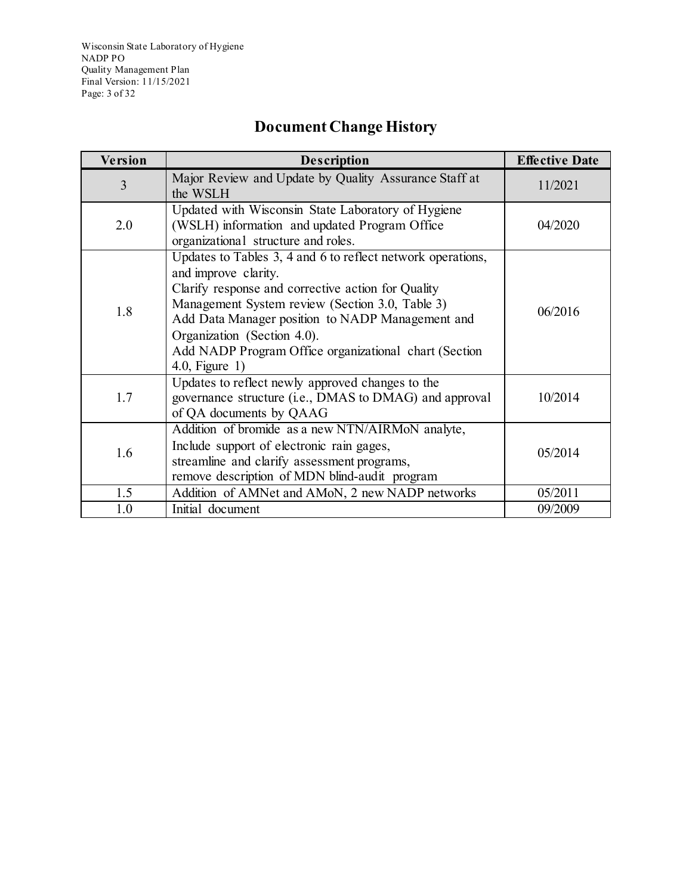# Document Change History

| Version | Description | Effective Date |
|---|---|---|
| 3 | Major Review and Update by Quality Assurance Staff at the WSLH | 11/2021 |
| 2.0 | Updated with Wisconsin State Laboratory of Hygiene (WSLH) information and updated Program Office organizational structure and roles. | 04/2020 |
| 1.8 | Updates to Tables 3, 4 and 6 to reflect network operations, and improve clarity.<br>Clarify response and corrective action for Quality Management System review (Section 3.0, Table 3)<br>Add Data Manager position to NADP Management and Organization (Section 4.0).<br>Add NADP Program Office organizational chart (Section 4.0, Figure 1) | 06/2016 |
| 1.7 | Updates to reflect newly approved changes to the governance structure (i.e., DMAS to DMAG) and approval of QA documents by QAAG | 10/2014 |
| 1.6 | Addition of bromide as a new NTN/AIRMoN analyte,<br>Include support of electronic rain gages,<br>streamline and clarify assessment programs,<br>remove description of MDN blind-audit program | 05/2014 |
| 1.5 | Addition of AMNet and AMoN, 2 new NADP networks | 05/2011 |
| 1.0 | Initial document | 09/2009 |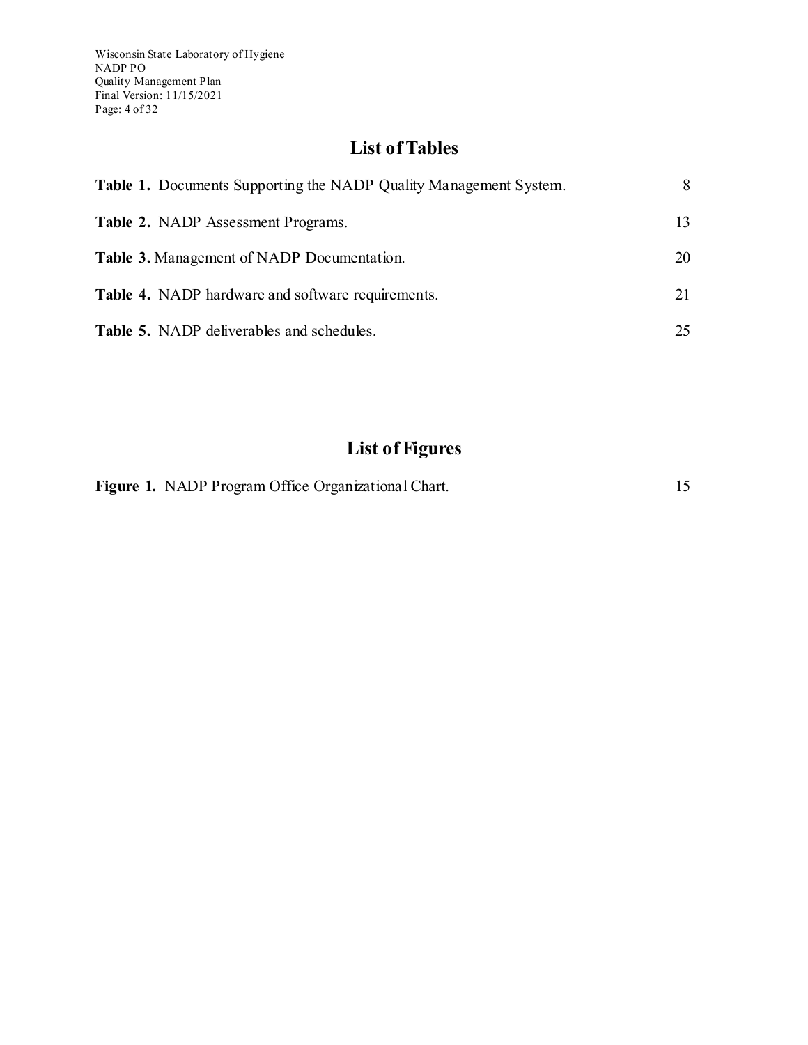## List of Tables

**Table 1.** Documents Supporting the NADP Quality Management System. 8

**Table 2.** NADP Assessment Programs. 13

**Table 3.** Management of NADP Documentation. 20

**Table 4.** NADP hardware and software requirements. 21

**Table 5.** NADP deliverables and schedules. 25

## List of Figures

**Figure 1.** NADP Program Office Organizational Chart. 15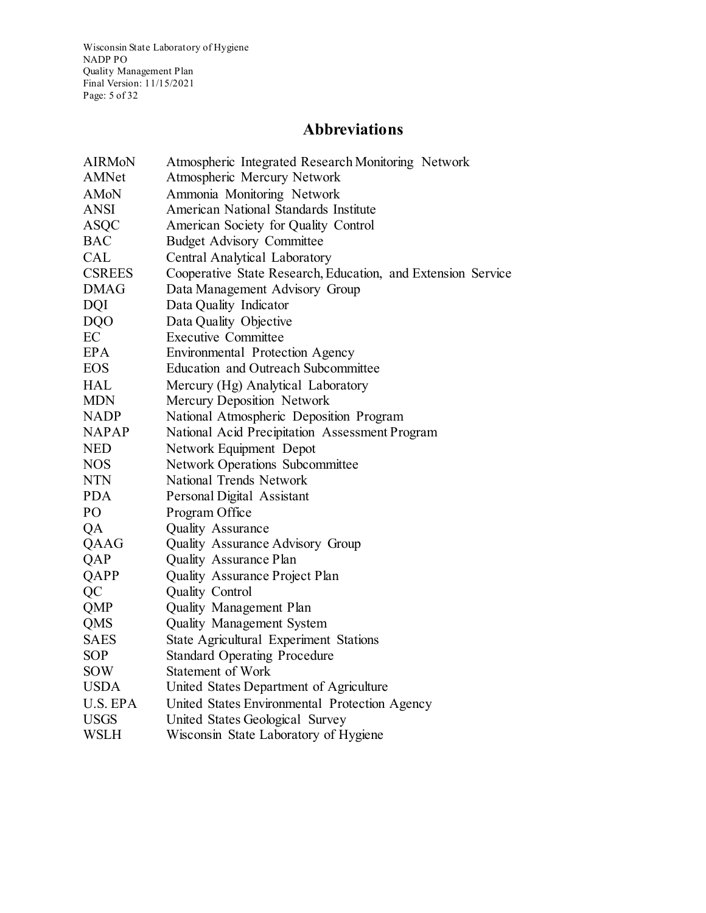# Abbreviations

| | |
|---|---|
| AIRMoN | Atmospheric Integrated Research Monitoring Network |
| AMNet | Atmospheric Mercury Network |
| AMoN | Ammonia Monitoring Network |
| ANSI | American National Standards Institute |
| ASQC | American Society for Quality Control |
| BAC | Budget Advisory Committee |
| CAL | Central Analytical Laboratory |
| CSREES | Cooperative State Research, Education, and Extension Service |
| DMAG | Data Management Advisory Group |
| DQI | Data Quality Indicator |
| DQO | Data Quality Objective |
| EC | Executive Committee |
| EPA | Environmental Protection Agency |
| EOS | Education and Outreach Subcommittee |
| HAL | Mercury (Hg) Analytical Laboratory |
| MDN | Mercury Deposition Network |
| NADP | National Atmospheric Deposition Program |
| NAPAP | National Acid Precipitation Assessment Program |
| NED | Network Equipment Depot |
| NOS | Network Operations Subcommittee |
| NTN | National Trends Network |
| PDA | Personal Digital Assistant |
| PO | Program Office |
| QA | Quality Assurance |
| QAAG | Quality Assurance Advisory Group |
| QAP | Quality Assurance Plan |
| QAPP | Quality Assurance Project Plan |
| QC | Quality Control |
| QMP | Quality Management Plan |
| QMS | Quality Management System |
| SAES | State Agricultural Experiment Stations |
| SOP | Standard Operating Procedure |
| SOW | Statement of Work |
| USDA | United States Department of Agriculture |
| U.S. EPA | United States Environmental Protection Agency |
| USGS | United States Geological Survey |
| WSLH | Wisconsin State Laboratory of Hygiene |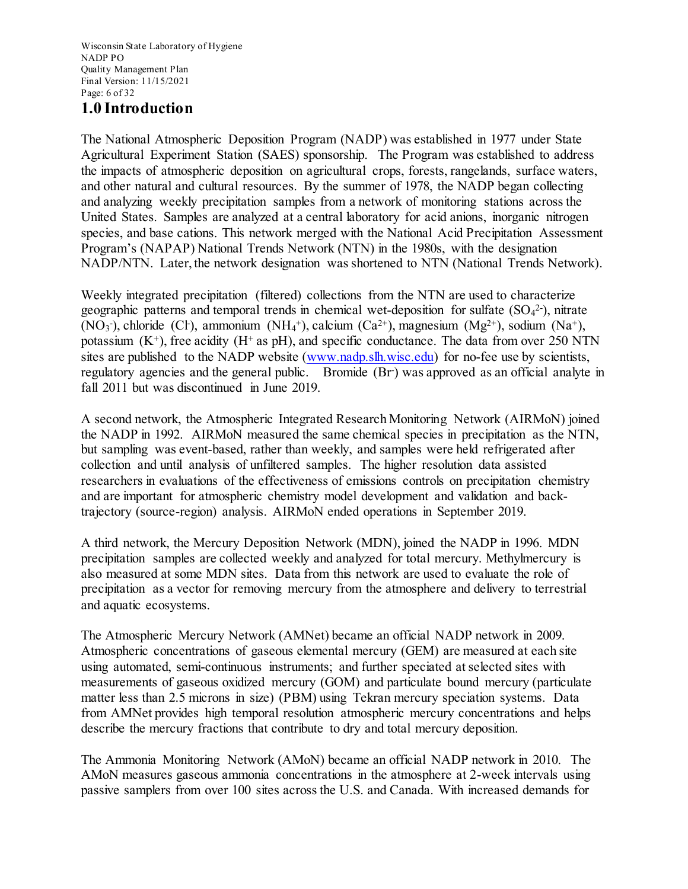# 1.0 Introduction

The National Atmospheric Deposition Program (NADP) was established in 1977 under State Agricultural Experiment Station (SAES) sponsorship. The Program was established to address the impacts of atmospheric deposition on agricultural crops, forests, rangelands, surface waters, and other natural and cultural resources. By the summer of 1978, the NADP began collecting and analyzing weekly precipitation samples from a network of monitoring stations across the United States. Samples are analyzed at a central laboratory for acid anions, inorganic nitrogen species, and base cations. This network merged with the National Acid Precipitation Assessment Program's (NAPAP) National Trends Network (NTN) in the 1980s, with the designation NADP/NTN. Later, the network designation was shortened to NTN (National Trends Network).

Weekly integrated precipitation (filtered) collections from the NTN are used to characterize geographic patterns and temporal trends in chemical wet-deposition for sulfate ($SO_4^{2-}$), nitrate ($NO_3^-$), chloride ($Cl^-$), ammonium ($NH_4^+$), calcium ($Ca^{2+}$), magnesium ($Mg^{2+}$), sodium ($Na^+$), potassium ($K^+$), free acidity ($H^+$ as pH), and specific conductance. The data from over 250 NTN sites are published to the NADP website (www.nadp.slh.wisc.edu) for no-fee use by scientists, regulatory agencies and the general public. Bromide ($Br^-$) was approved as an official analyte in fall 2011 but was discontinued in June 2019.

A second network, the Atmospheric Integrated Research Monitoring Network (AIRMoN) joined the NADP in 1992. AIRMoN measured the same chemical species in precipitation as the NTN, but sampling was event-based, rather than weekly, and samples were held refrigerated after collection and until analysis of unfiltered samples. The higher resolution data assisted researchers in evaluations of the effectiveness of emissions controls on precipitation chemistry and are important for atmospheric chemistry model development and validation and back-trajectory (source-region) analysis. AIRMoN ended operations in September 2019.

A third network, the Mercury Deposition Network (MDN), joined the NADP in 1996. MDN precipitation samples are collected weekly and analyzed for total mercury. Methylmercury is also measured at some MDN sites. Data from this network are used to evaluate the role of precipitation as a vector for removing mercury from the atmosphere and delivery to terrestrial and aquatic ecosystems.

The Atmospheric Mercury Network (AMNet) became an official NADP network in 2009. Atmospheric concentrations of gaseous elemental mercury (GEM) are measured at each site using automated, semi-continuous instruments; and further speciated at selected sites with measurements of gaseous oxidized mercury (GOM) and particulate bound mercury (particulate matter less than 2.5 microns in size) (PBM) using Tekran mercury speciation systems. Data from AMNet provides high temporal resolution atmospheric mercury concentrations and helps describe the mercury fractions that contribute to dry and total mercury deposition.

The Ammonia Monitoring Network (AMoN) became an official NADP network in 2010. The AMoN measures gaseous ammonia concentrations in the atmosphere at 2-week intervals using passive samplers from over 100 sites across the U.S. and Canada. With increased demands for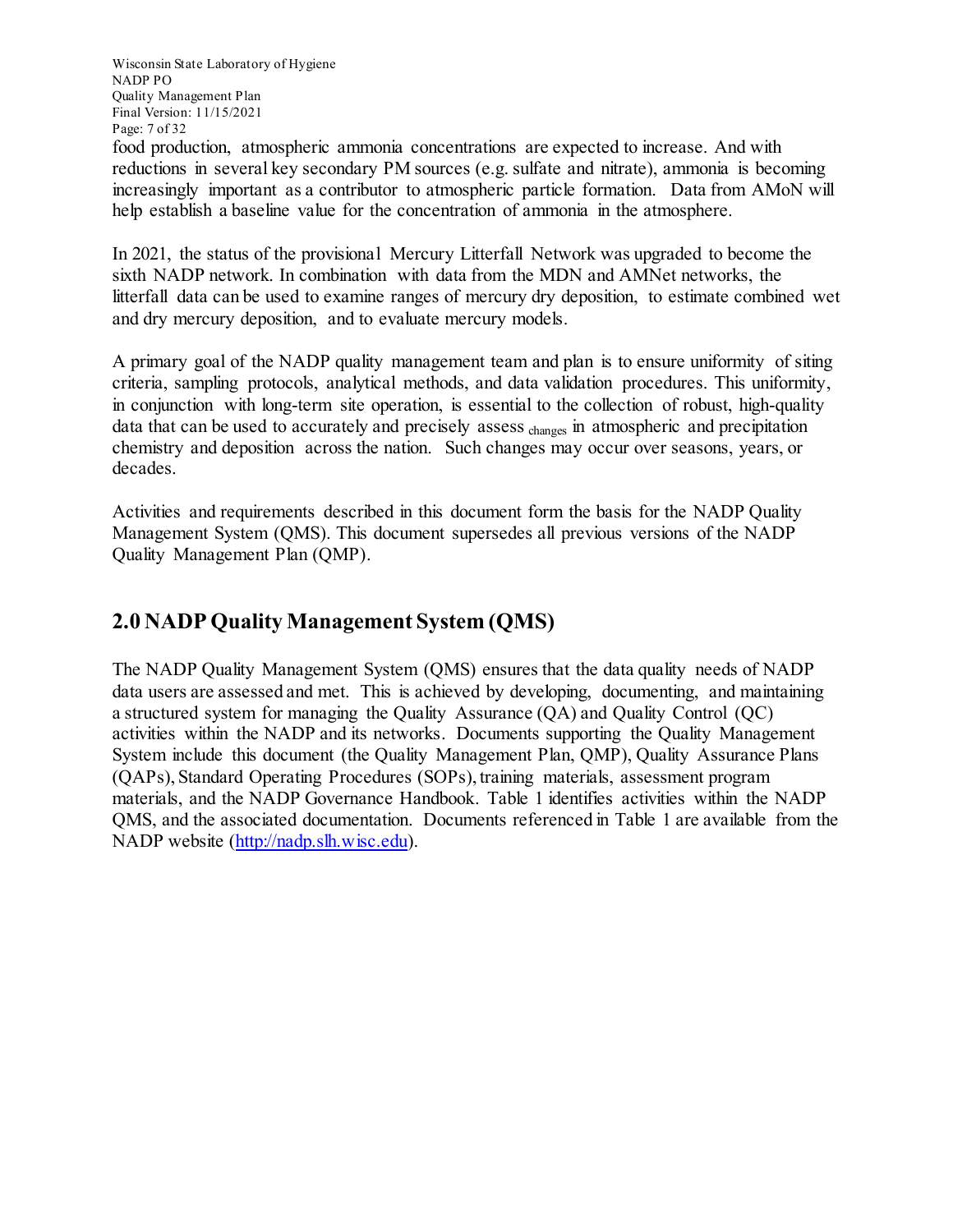food production, atmospheric ammonia concentrations are expected to increase. And with reductions in several key secondary PM sources (e.g. sulfate and nitrate), ammonia is becoming increasingly important as a contributor to atmospheric particle formation. Data from AMoN will help establish a baseline value for the concentration of ammonia in the atmosphere.

In 2021, the status of the provisional Mercury Litterfall Network was upgraded to become the sixth NADP network. In combination with data from the MDN and AMNet networks, the litterfall data can be used to examine ranges of mercury dry deposition, to estimate combined wet and dry mercury deposition, and to evaluate mercury models.

A primary goal of the NADP quality management team and plan is to ensure uniformity of siting criteria, sampling protocols, analytical methods, and data validation procedures. This uniformity, in conjunction with long-term site operation, is essential to the collection of robust, high-quality data that can be used to accurately and precisely assess changes in atmospheric and precipitation chemistry and deposition across the nation. Such changes may occur over seasons, years, or decades.

Activities and requirements described in this document form the basis for the NADP Quality Management System (QMS). This document supersedes all previous versions of the NADP Quality Management Plan (QMP).

## 2.0 NADP Quality Management System (QMS)

The NADP Quality Management System (QMS) ensures that the data quality needs of NADP data users are assessed and met. This is achieved by developing, documenting, and maintaining a structured system for managing the Quality Assurance (QA) and Quality Control (QC) activities within the NADP and its networks. Documents supporting the Quality Management System include this document (the Quality Management Plan, QMP), Quality Assurance Plans (QAPs), Standard Operating Procedures (SOPs), training materials, assessment program materials, and the NADP Governance Handbook. Table 1 identifies activities within the NADP QMS, and the associated documentation. Documents referenced in Table 1 are available from the NADP website (http://nadp.slh.wisc.edu).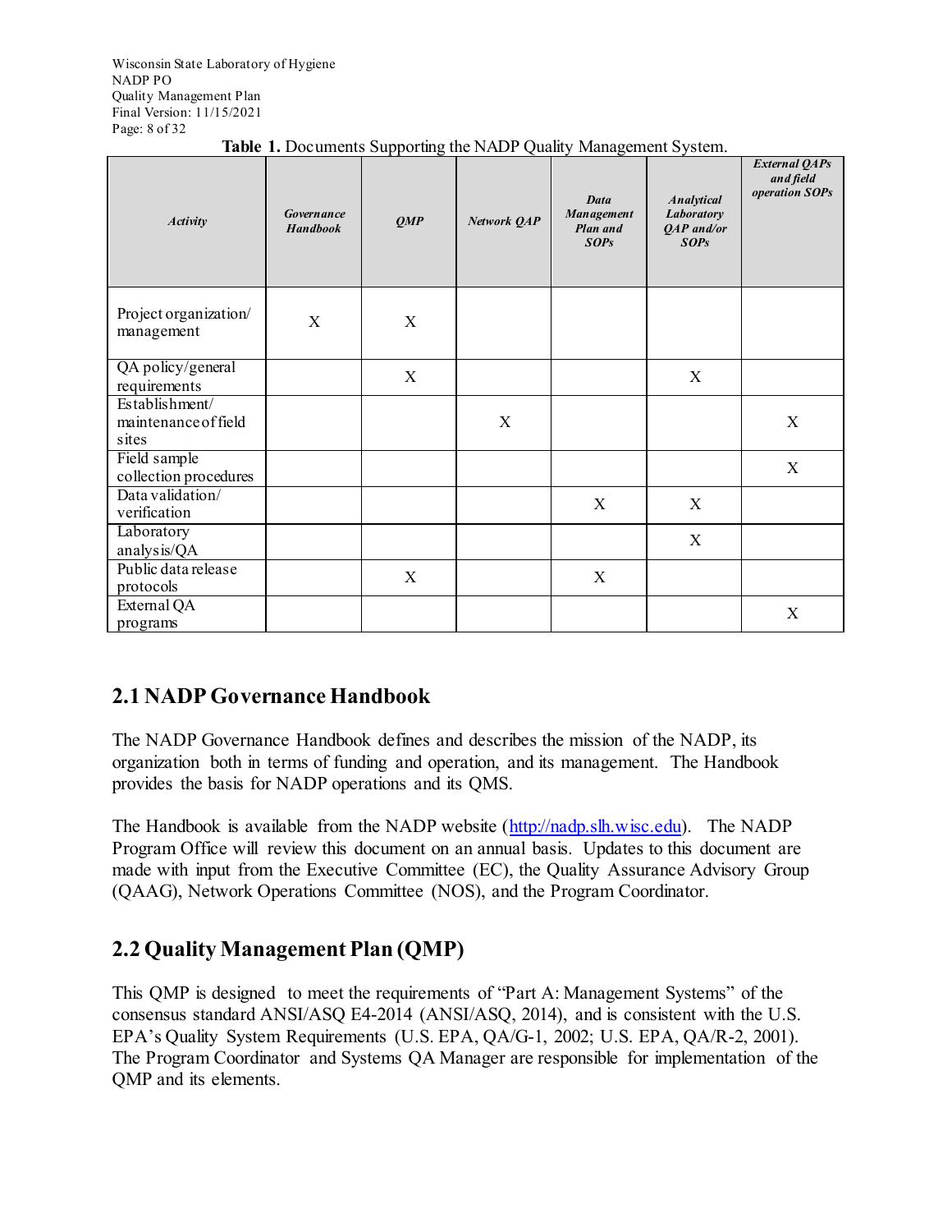**Table 1.** Documents Supporting the NADP Quality Management System.

| *Activity* | *Governance Handbook* | *QMP* | *Network QAP* | *Data Management Plan and SOPs* | *Analytical Laboratory QAP and/or SOPs* | *External QAPs and field operation SOPs* |
|---|---|---|---|---|---|---|
| Project organization/ management | X | X | | | | |
| QA policy/general requirements | | X | | | X | |
| Establishment/ maintenance of field sites | | | X | | | X |
| Field sample collection procedures | | | | | | X |
| Data validation/ verification | | | | X | X | |
| Laboratory analysis/QA | | | | | X | |
| Public data release protocols | | X | | X | | |
| External QA programs | | | | | | X |

## 2.1 NADP Governance Handbook

The NADP Governance Handbook defines and describes the mission of the NADP, its organization both in terms of funding and operation, and its management. The Handbook provides the basis for NADP operations and its QMS.

The Handbook is available from the NADP website (http://nadp.slh.wisc.edu). The NADP Program Office will review this document on an annual basis. Updates to this document are made with input from the Executive Committee (EC), the Quality Assurance Advisory Group (QAAG), Network Operations Committee (NOS), and the Program Coordinator.

## 2.2 Quality Management Plan (QMP)

This QMP is designed to meet the requirements of "Part A: Management Systems" of the consensus standard ANSI/ASQ E4-2014 (ANSI/ASQ, 2014), and is consistent with the U.S. EPA's Quality System Requirements (U.S. EPA, QA/G-1, 2002; U.S. EPA, QA/R-2, 2001). The Program Coordinator and Systems QA Manager are responsible for implementation of the QMP and its elements.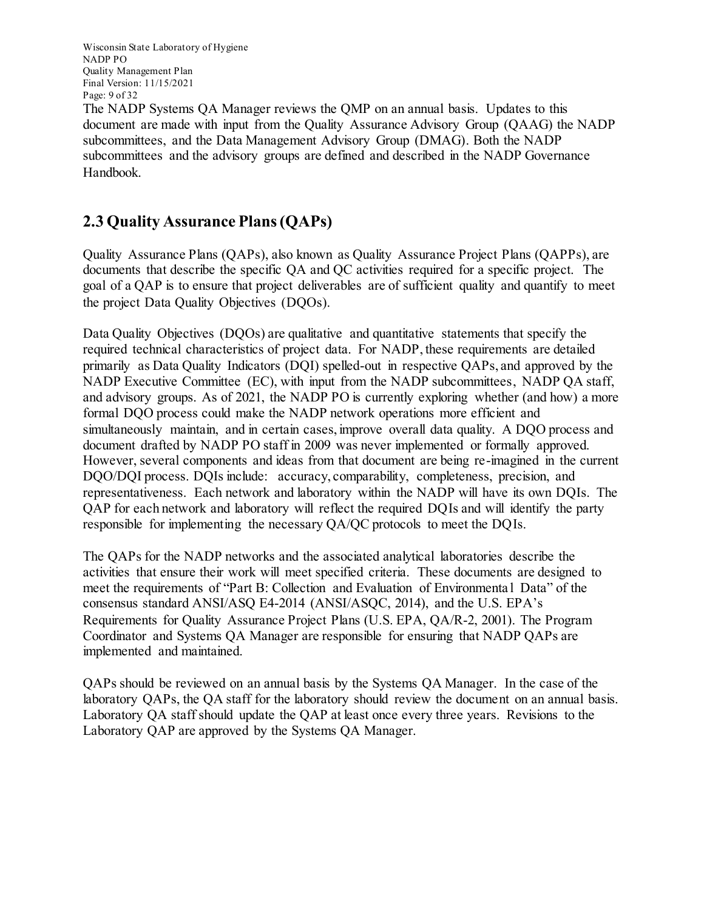The NADP Systems QA Manager reviews the QMP on an annual basis. Updates to this document are made with input from the Quality Assurance Advisory Group (QAAG) the NADP subcommittees, and the Data Management Advisory Group (DMAG). Both the NADP subcommittees and the advisory groups are defined and described in the NADP Governance Handbook.

## 2.3 Quality Assurance Plans (QAPs)

Quality Assurance Plans (QAPs), also known as Quality Assurance Project Plans (QAPPs), are documents that describe the specific QA and QC activities required for a specific project. The goal of a QAP is to ensure that project deliverables are of sufficient quality and quantify to meet the project Data Quality Objectives (DQOs).

Data Quality Objectives (DQOs) are qualitative and quantitative statements that specify the required technical characteristics of project data. For NADP, these requirements are detailed primarily as Data Quality Indicators (DQI) spelled-out in respective QAPs, and approved by the NADP Executive Committee (EC), with input from the NADP subcommittees, NADP QA staff, and advisory groups. As of 2021, the NADP PO is currently exploring whether (and how) a more formal DQO process could make the NADP network operations more efficient and simultaneously maintain, and in certain cases, improve overall data quality. A DQO process and document drafted by NADP PO staff in 2009 was never implemented or formally approved. However, several components and ideas from that document are being re-imagined in the current DQO/DQI process. DQIs include: accuracy, comparability, completeness, precision, and representativeness. Each network and laboratory within the NADP will have its own DQIs. The QAP for each network and laboratory will reflect the required DQIs and will identify the party responsible for implementing the necessary QA/QC protocols to meet the DQIs.

The QAPs for the NADP networks and the associated analytical laboratories describe the activities that ensure their work will meet specified criteria. These documents are designed to meet the requirements of "Part B: Collection and Evaluation of Environmental Data" of the consensus standard ANSI/ASQ E4-2014 (ANSI/ASQC, 2014), and the U.S. EPA's Requirements for Quality Assurance Project Plans (U.S. EPA, QA/R-2, 2001). The Program Coordinator and Systems QA Manager are responsible for ensuring that NADP QAPs are implemented and maintained.

QAPs should be reviewed on an annual basis by the Systems QA Manager. In the case of the laboratory QAPs, the QA staff for the laboratory should review the document on an annual basis. Laboratory QA staff should update the QAP at least once every three years. Revisions to the Laboratory QAP are approved by the Systems QA Manager.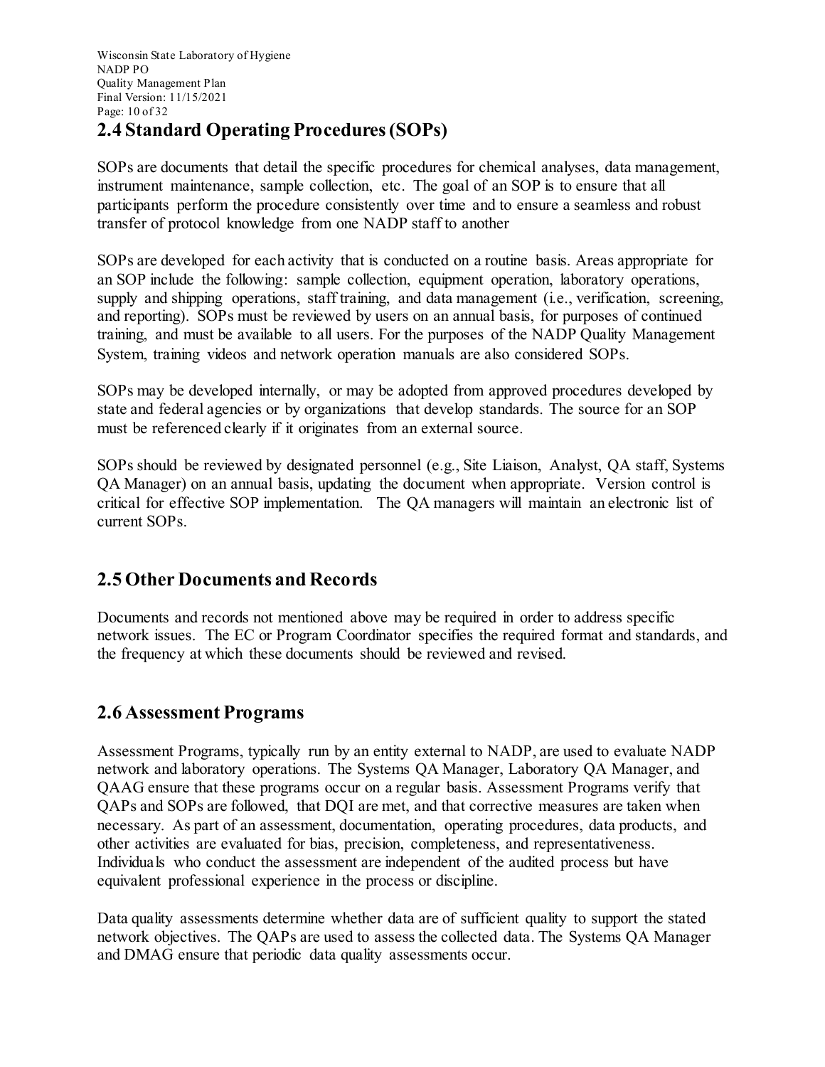## 2.4 Standard Operating Procedures (SOPs)

SOPs are documents that detail the specific procedures for chemical analyses, data management, instrument maintenance, sample collection, etc. The goal of an SOP is to ensure that all participants perform the procedure consistently over time and to ensure a seamless and robust transfer of protocol knowledge from one NADP staff to another

SOPs are developed for each activity that is conducted on a routine basis. Areas appropriate for an SOP include the following: sample collection, equipment operation, laboratory operations, supply and shipping operations, staff training, and data management (i.e., verification, screening, and reporting). SOPs must be reviewed by users on an annual basis, for purposes of continued training, and must be available to all users. For the purposes of the NADP Quality Management System, training videos and network operation manuals are also considered SOPs.

SOPs may be developed internally, or may be adopted from approved procedures developed by state and federal agencies or by organizations that develop standards. The source for an SOP must be referenced clearly if it originates from an external source.

SOPs should be reviewed by designated personnel (e.g., Site Liaison, Analyst, QA staff, Systems QA Manager) on an annual basis, updating the document when appropriate. Version control is critical for effective SOP implementation. The QA managers will maintain an electronic list of current SOPs.

## 2.5 Other Documents and Records

Documents and records not mentioned above may be required in order to address specific network issues. The EC or Program Coordinator specifies the required format and standards, and the frequency at which these documents should be reviewed and revised.

## 2.6 Assessment Programs

Assessment Programs, typically run by an entity external to NADP, are used to evaluate NADP network and laboratory operations. The Systems QA Manager, Laboratory QA Manager, and QAAG ensure that these programs occur on a regular basis. Assessment Programs verify that QAPs and SOPs are followed, that DQI are met, and that corrective measures are taken when necessary. As part of an assessment, documentation, operating procedures, data products, and other activities are evaluated for bias, precision, completeness, and representativeness. Individuals who conduct the assessment are independent of the audited process but have equivalent professional experience in the process or discipline.

Data quality assessments determine whether data are of sufficient quality to support the stated network objectives. The QAPs are used to assess the collected data. The Systems QA Manager and DMAG ensure that periodic data quality assessments occur.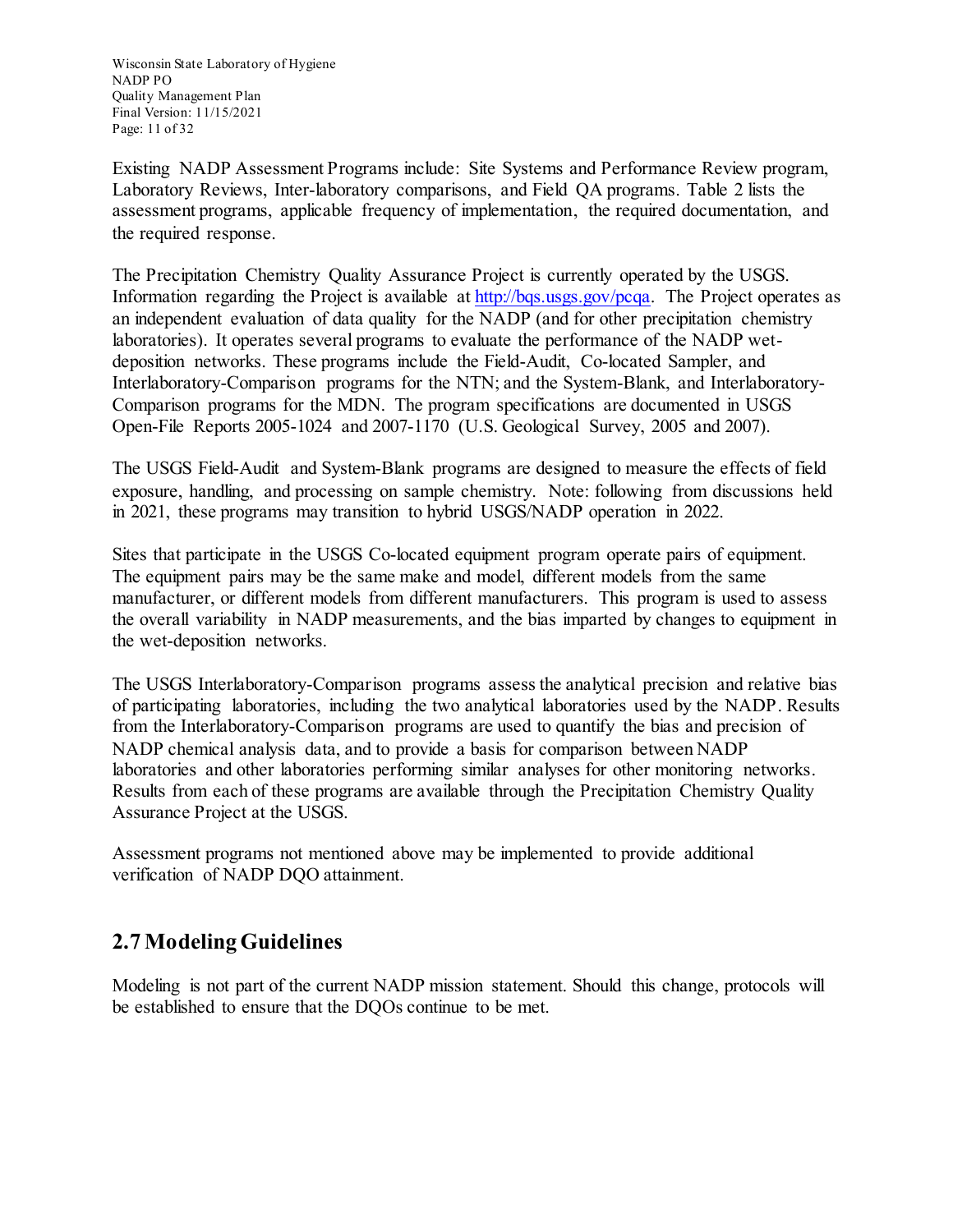Existing NADP Assessment Programs include: Site Systems and Performance Review program, Laboratory Reviews, Inter-laboratory comparisons, and Field QA programs. Table 2 lists the assessment programs, applicable frequency of implementation, the required documentation, and the required response.

The Precipitation Chemistry Quality Assurance Project is currently operated by the USGS. Information regarding the Project is available at [http://bqs.usgs.gov/pcqa](http://bqs.usgs.gov/pcqa). The Project operates as an independent evaluation of data quality for the NADP (and for other precipitation chemistry laboratories). It operates several programs to evaluate the performance of the NADP wet-deposition networks. These programs include the Field-Audit, Co-located Sampler, and Interlaboratory-Comparison programs for the NTN; and the System-Blank, and Interlaboratory-Comparison programs for the MDN. The program specifications are documented in USGS Open-File Reports 2005-1024 and 2007-1170 (U.S. Geological Survey, 2005 and 2007).

The USGS Field-Audit and System-Blank programs are designed to measure the effects of field exposure, handling, and processing on sample chemistry. Note: following from discussions held in 2021, these programs may transition to hybrid USGS/NADP operation in 2022.

Sites that participate in the USGS Co-located equipment program operate pairs of equipment. The equipment pairs may be the same make and model, different models from the same manufacturer, or different models from different manufacturers. This program is used to assess the overall variability in NADP measurements, and the bias imparted by changes to equipment in the wet-deposition networks.

The USGS Interlaboratory-Comparison programs assess the analytical precision and relative bias of participating laboratories, including the two analytical laboratories used by the NADP. Results from the Interlaboratory-Comparison programs are used to quantify the bias and precision of NADP chemical analysis data, and to provide a basis for comparison between NADP laboratories and other laboratories performing similar analyses for other monitoring networks. Results from each of these programs are available through the Precipitation Chemistry Quality Assurance Project at the USGS.

Assessment programs not mentioned above may be implemented to provide additional verification of NADP DQO attainment.

## 2.7 Modeling Guidelines

Modeling is not part of the current NADP mission statement. Should this change, protocols will be established to ensure that the DQOs continue to be met.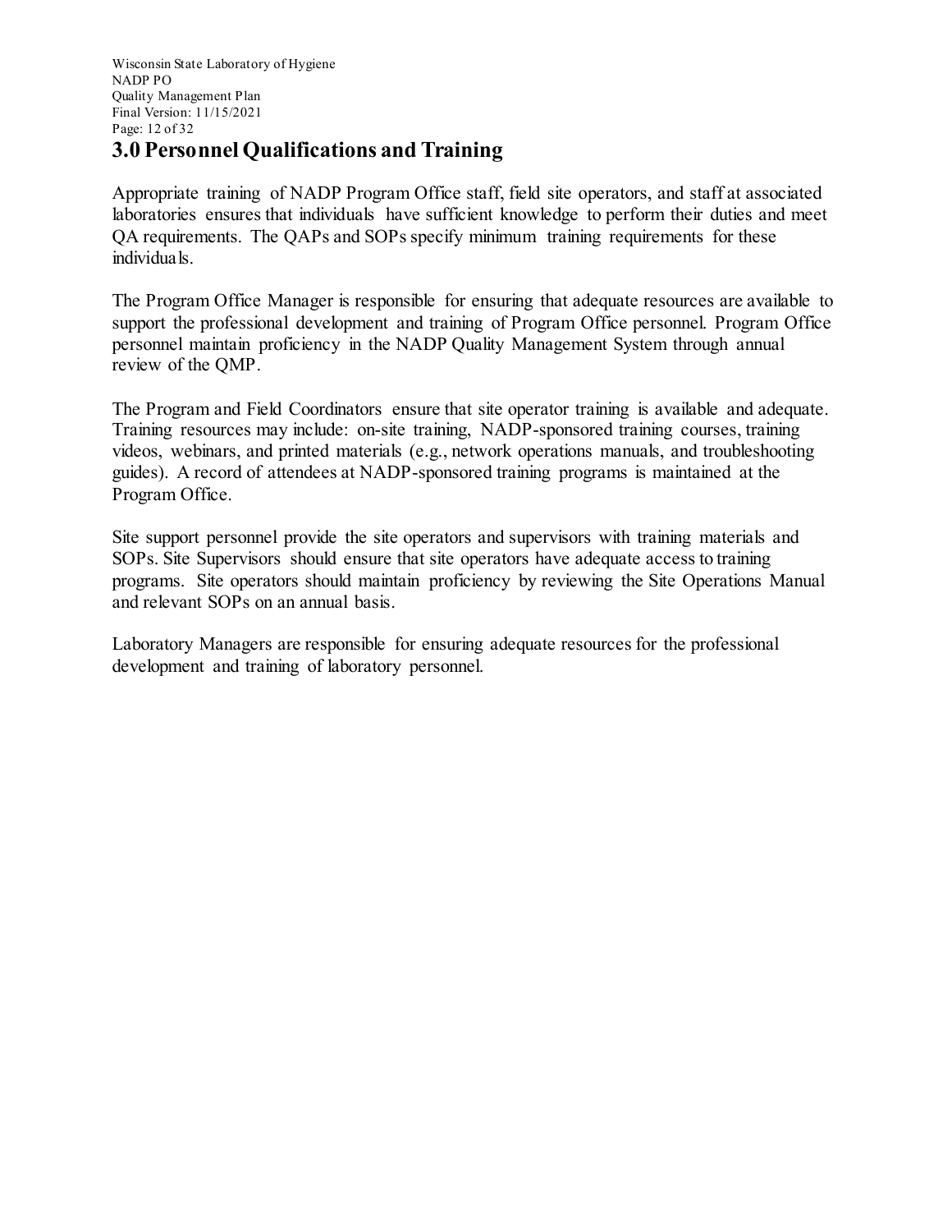# 3.0 Personnel Qualifications and Training

Appropriate training of NADP Program Office staff, field site operators, and staff at associated laboratories ensures that individuals have sufficient knowledge to perform their duties and meet QA requirements. The QAPs and SOPs specify minimum training requirements for these individuals.

The Program Office Manager is responsible for ensuring that adequate resources are available to support the professional development and training of Program Office personnel. Program Office personnel maintain proficiency in the NADP Quality Management System through annual review of the QMP.

The Program and Field Coordinators ensure that site operator training is available and adequate. Training resources may include: on-site training, NADP-sponsored training courses, training videos, webinars, and printed materials (e.g., network operations manuals, and troubleshooting guides). A record of attendees at NADP-sponsored training programs is maintained at the Program Office.

Site support personnel provide the site operators and supervisors with training materials and SOPs. Site Supervisors should ensure that site operators have adequate access to training programs. Site operators should maintain proficiency by reviewing the Site Operations Manual and relevant SOPs on an annual basis.

Laboratory Managers are responsible for ensuring adequate resources for the professional development and training of laboratory personnel.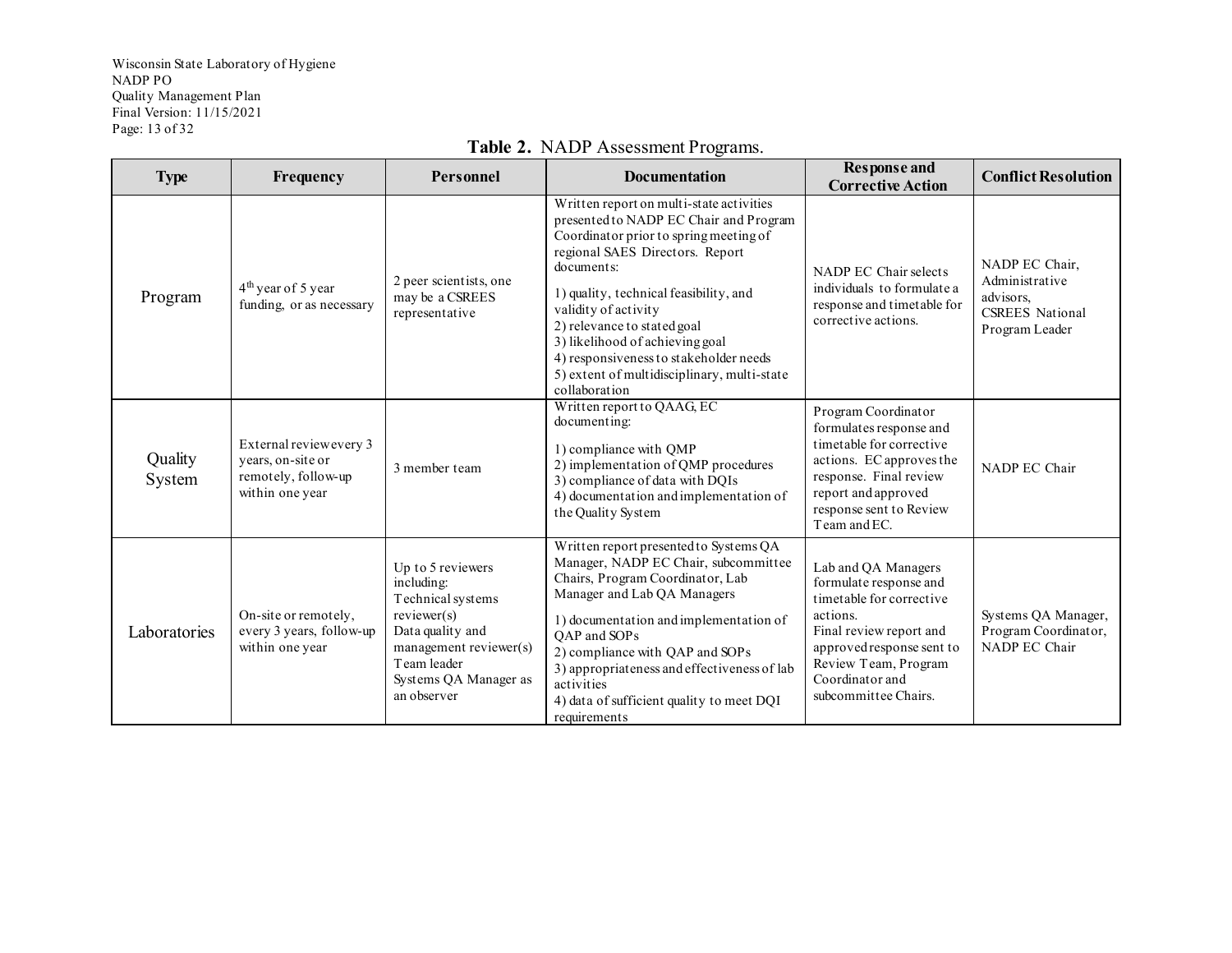**Table 2.** NADP Assessment Programs.

| Type | Frequency | Personnel | Documentation | Response and Corrective Action | Conflict Resolution |
|---|---|---|---|---|---|
| Program | 4th year of 5 year funding, or as necessary | 2 peer scientists, one may be a CSREES representative | Written report on multi-state activities presented to NADP EC Chair and Program Coordinator prior to spring meeting of regional SAES Directors. Report documents:<br>1) quality, technical feasibility, and validity of activity<br>2) relevance to stated goal<br>3) likelihood of achieving goal<br>4) responsiveness to stakeholder needs<br>5) extent of multidisciplinary, multi-state collaboration | NADP EC Chair selects individuals to formulate a response and timetable for corrective actions. | NADP EC Chair, Administrative advisors, CSREES National Program Leader |
| Quality System | External review every 3 years, on-site or remotely, follow-up within one year | 3 member team | Written report to QAAG, EC documenting:<br>1) compliance with QMP<br>2) implementation of QMP procedures<br>3) compliance of data with DQIs<br>4) documentation and implementation of the Quality System | Program Coordinator formulates response and timetable for corrective actions. EC approves the response. Final review report and approved response sent to Review Team and EC. | NADP EC Chair |
| Laboratories | On-site or remotely, every 3 years, follow-up within one year | Up to 5 reviewers including:<br>Technical systems reviewer(s)<br>Data quality and management reviewer(s)<br>Team leader<br>Systems QA Manager as an observer | Written report presented to Systems QA Manager, NADP EC Chair, subcommittee Chairs, Program Coordinator, Lab Manager and Lab QA Managers<br>1) documentation and implementation of QAP and SOPs<br>2) compliance with QAP and SOPs<br>3) appropriateness and effectiveness of lab activities<br>4) data of sufficient quality to meet DQI requirements | Lab and QA Managers formulate response and timetable for corrective actions.<br>Final review report and approved response sent to Review Team, Program Coordinator and subcommittee Chairs. | Systems QA Manager, Program Coordinator, NADP EC Chair |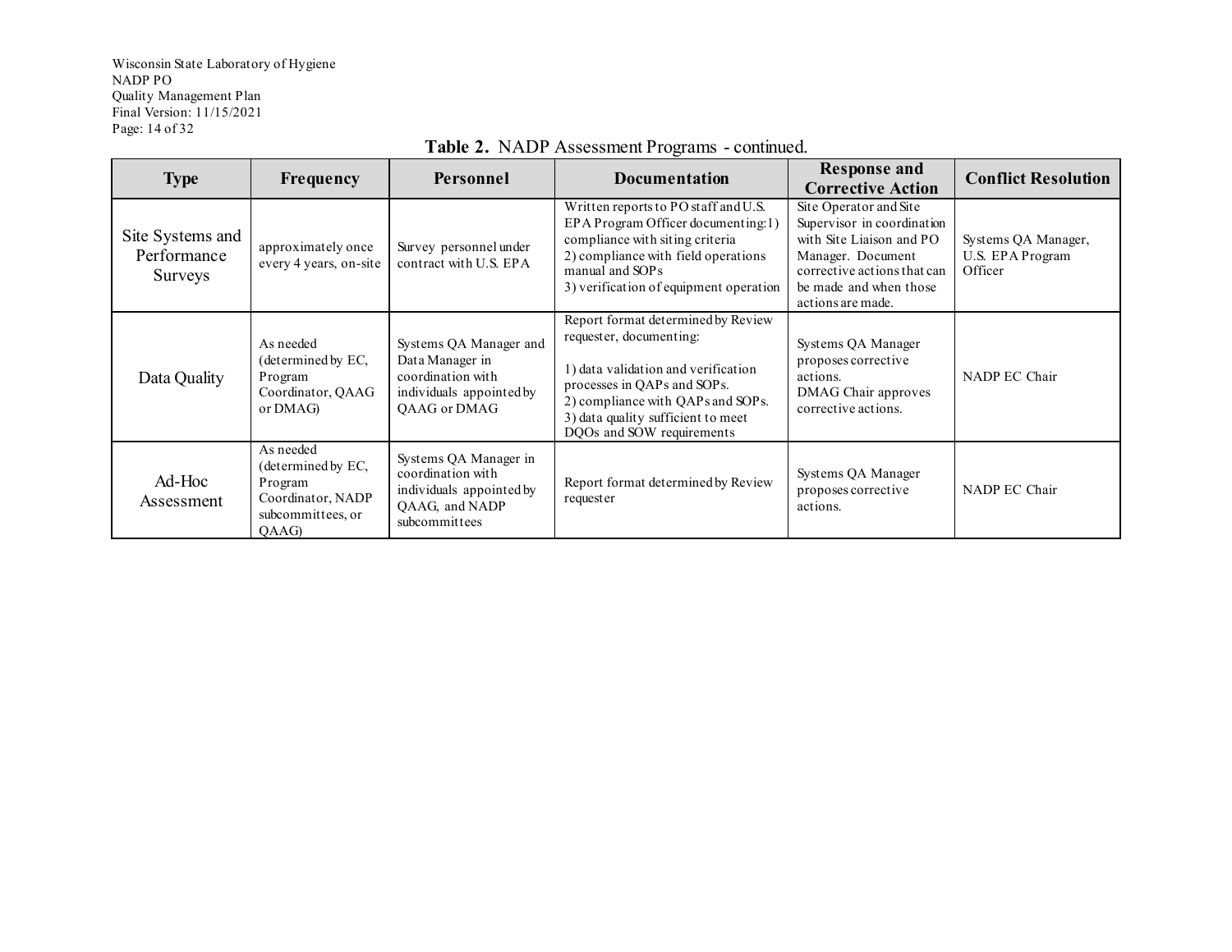**Table 2.** NADP Assessment Programs - continued.

| Type | Frequency | Personnel | Documentation | Response and Corrective Action | Conflict Resolution |
|---|---|---|---|---|---|
| Site Systems and Performance Surveys | approximately once every 4 years, on-site | Survey personnel under contract with U.S. EPA | Written reports to PO staff and U.S. EPA Program Officer documenting: 1) compliance with siting criteria 2) compliance with field operations manual and SOPs 3) verification of equipment operation | Site Operator and Site Supervisor in coordination with Site Liaison and PO Manager. Document corrective actions that can be made and when those actions are made. | Systems QA Manager, U.S. EPA Program Officer |
| Data Quality | As needed (determined by EC, Program Coordinator, QAAG or DMAG) | Systems QA Manager and Data Manager in coordination with individuals appointed by QAAG or DMAG | Report format determined by Review requester, documenting: 1) data validation and verification processes in QAPs and SOPs. 2) compliance with QAPs and SOPs. 3) data quality sufficient to meet DQOs and SOW requirements | Systems QA Manager proposes corrective actions. DMAG Chair approves corrective actions. | NADP EC Chair |
| Ad-Hoc Assessment | As needed (determined by EC, Program Coordinator, NADP subcommittees, or QAAG) | Systems QA Manager in coordination with individuals appointed by QAAG, and NADP subcommittees | Report format determined by Review requester | Systems QA Manager proposes corrective actions. | NADP EC Chair |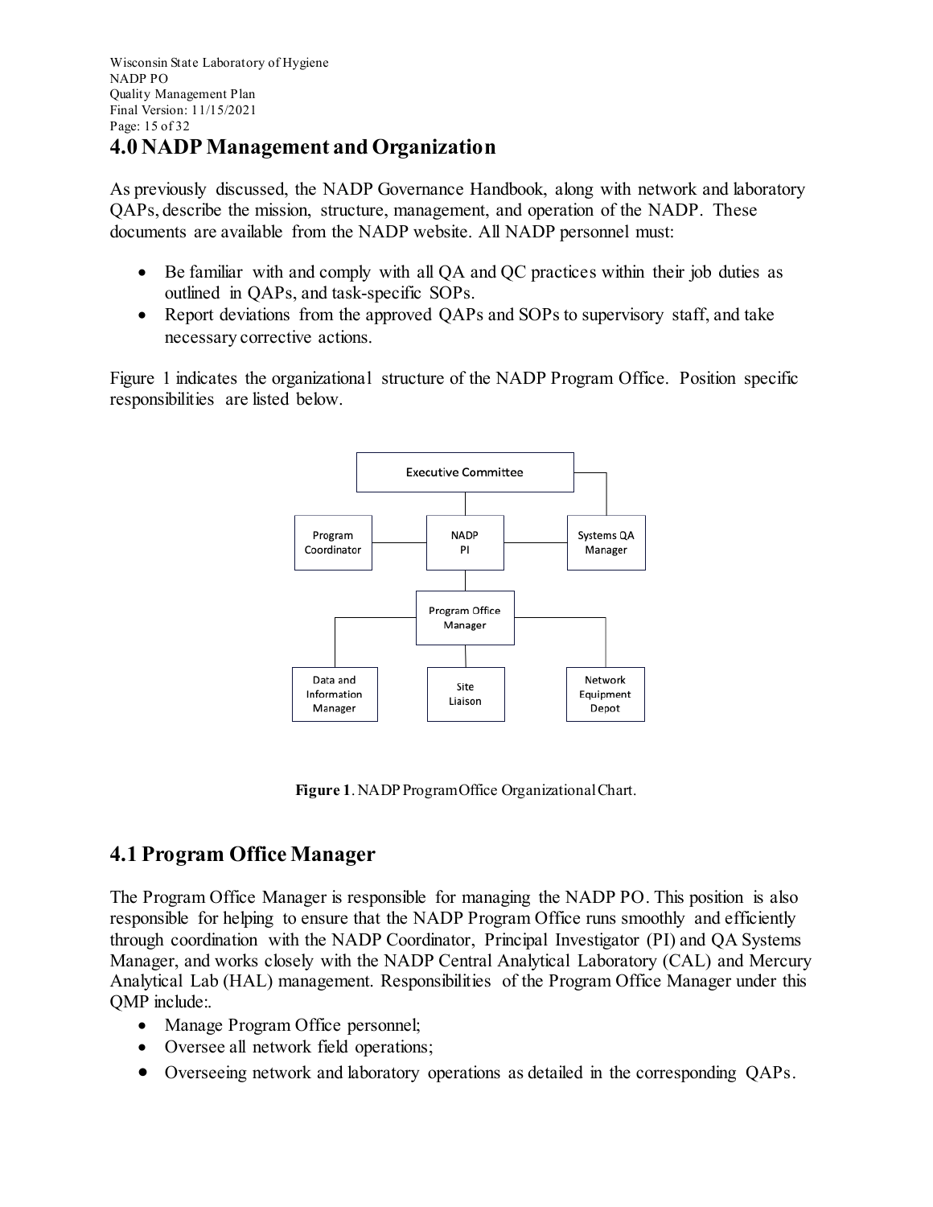# 4.0 NADP Management and Organization

As previously discussed, the NADP Governance Handbook, along with network and laboratory QAPs, describe the mission, structure, management, and operation of the NADP. These documents are available from the NADP website. All NADP personnel must:

- Be familiar with and comply with all QA and QC practices within their job duties as outlined in QAPs, and task-specific SOPs.
- Report deviations from the approved QAPs and SOPs to supervisory staff, and take necessary corrective actions.

Figure 1 indicates the organizational structure of the NADP Program Office. Position specific responsibilities are listed below.

**Figure 1**. NADP Program Office Organizational Chart.

## 4.1 Program Office Manager

The Program Office Manager is responsible for managing the NADP PO. This position is also responsible for helping to ensure that the NADP Program Office runs smoothly and efficiently through coordination with the NADP Coordinator, Principal Investigator (PI) and QA Systems Manager, and works closely with the NADP Central Analytical Laboratory (CAL) and Mercury Analytical Lab (HAL) management. Responsibilities of the Program Office Manager under this QMP include:.

- Manage Program Office personnel;
- Oversee all network field operations;
- Overseeing network and laboratory operations as detailed in the corresponding QAPs.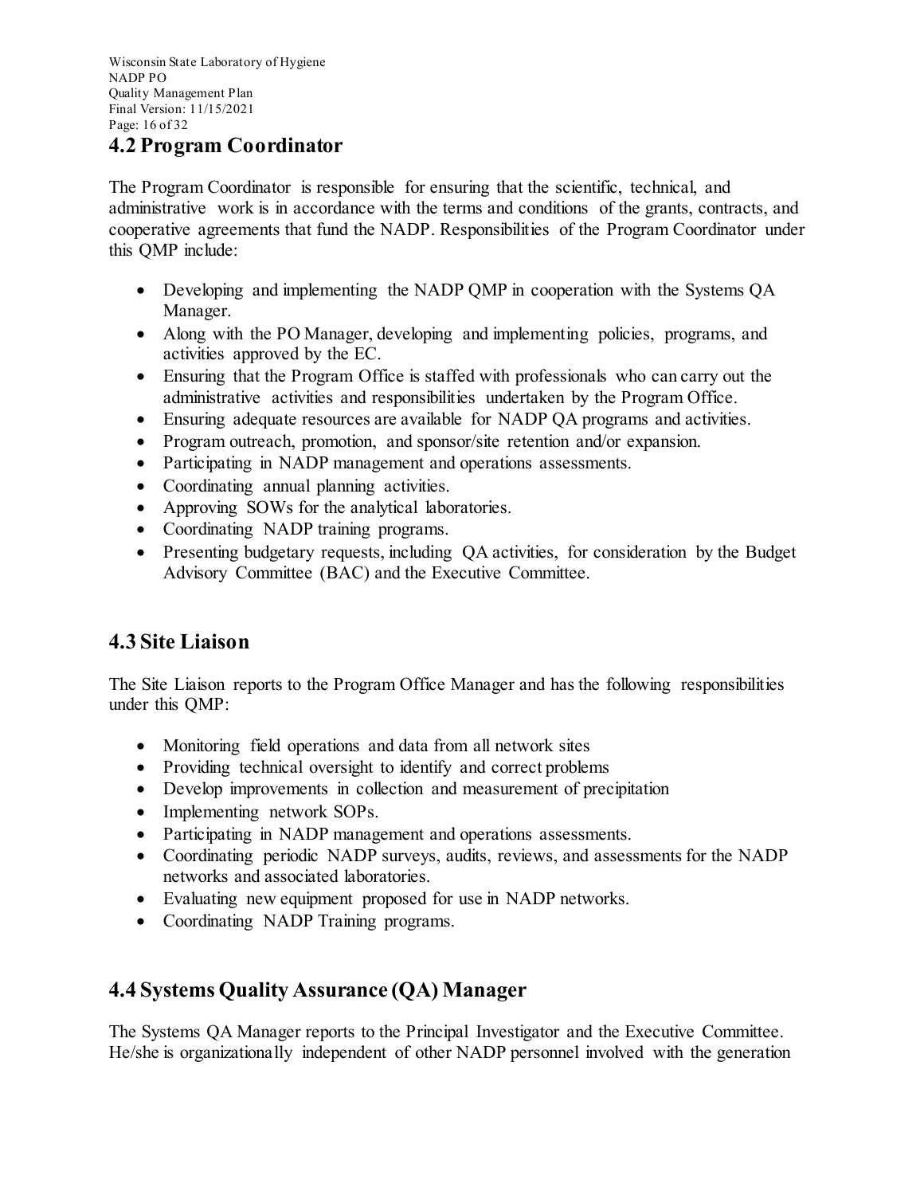## 4.2 Program Coordinator

The Program Coordinator is responsible for ensuring that the scientific, technical, and administrative work is in accordance with the terms and conditions of the grants, contracts, and cooperative agreements that fund the NADP. Responsibilities of the Program Coordinator under this QMP include:

- Developing and implementing the NADP QMP in cooperation with the Systems QA Manager.
- Along with the PO Manager, developing and implementing policies, programs, and activities approved by the EC.
- Ensuring that the Program Office is staffed with professionals who can carry out the administrative activities and responsibilities undertaken by the Program Office.
- Ensuring adequate resources are available for NADP QA programs and activities.
- Program outreach, promotion, and sponsor/site retention and/or expansion.
- Participating in NADP management and operations assessments.
- Coordinating annual planning activities.
- Approving SOWs for the analytical laboratories.
- Coordinating NADP training programs.
- Presenting budgetary requests, including QA activities, for consideration by the Budget Advisory Committee (BAC) and the Executive Committee.

## 4.3 Site Liaison

The Site Liaison reports to the Program Office Manager and has the following responsibilities under this QMP:

- Monitoring field operations and data from all network sites
- Providing technical oversight to identify and correct problems
- Develop improvements in collection and measurement of precipitation
- Implementing network SOPs.
- Participating in NADP management and operations assessments.
- Coordinating periodic NADP surveys, audits, reviews, and assessments for the NADP networks and associated laboratories.
- Evaluating new equipment proposed for use in NADP networks.
- Coordinating NADP Training programs.

## 4.4 Systems Quality Assurance (QA) Manager

The Systems QA Manager reports to the Principal Investigator and the Executive Committee. He/she is organizationally independent of other NADP personnel involved with the generation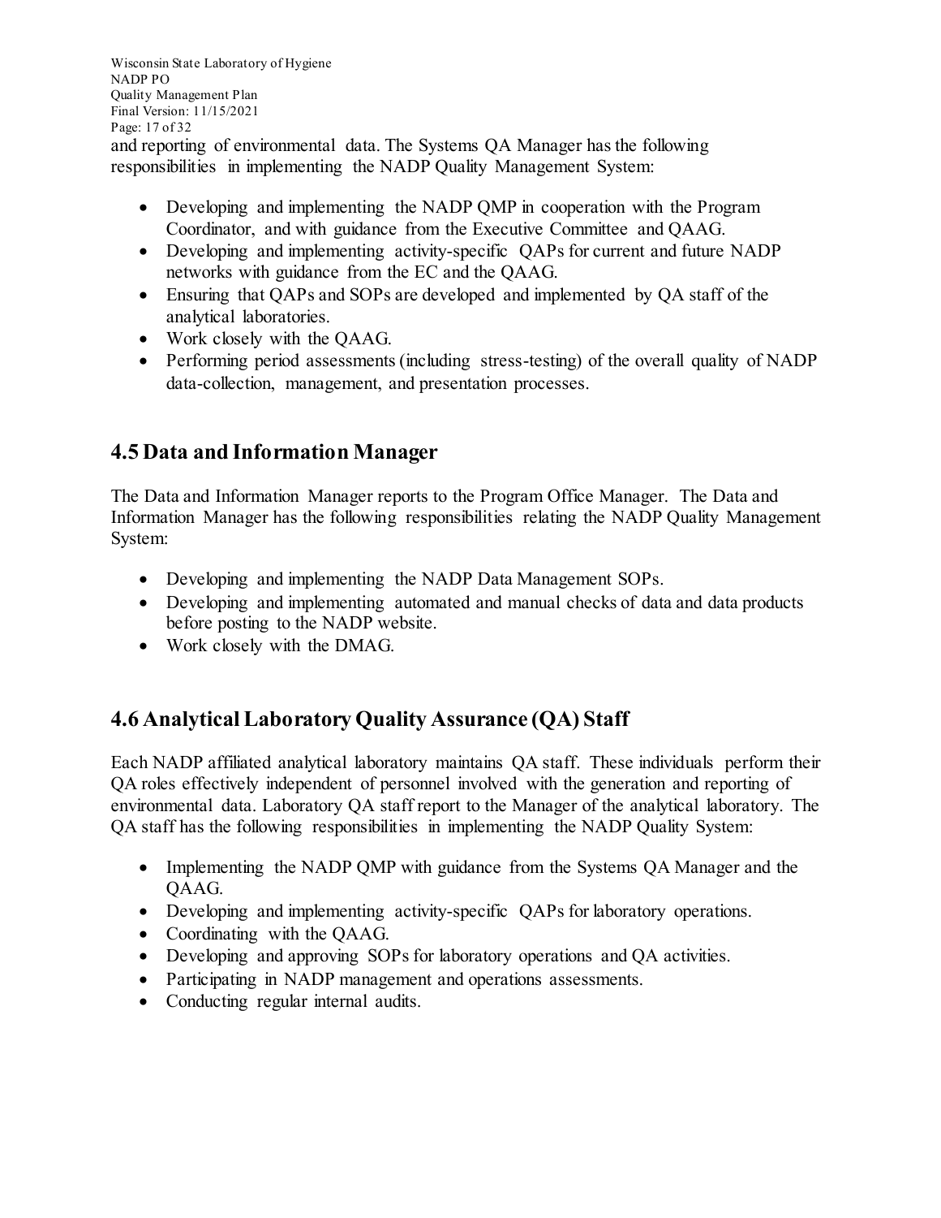and reporting of environmental data. The Systems QA Manager has the following responsibilities in implementing the NADP Quality Management System:

- Developing and implementing the NADP QMP in cooperation with the Program Coordinator, and with guidance from the Executive Committee and QAAG.
- Developing and implementing activity-specific QAPs for current and future NADP networks with guidance from the EC and the QAAG.
- Ensuring that QAPs and SOPs are developed and implemented by QA staff of the analytical laboratories.
- Work closely with the QAAG.
- Performing period assessments (including stress-testing) of the overall quality of NADP data-collection, management, and presentation processes.

## 4.5 Data and Information Manager

The Data and Information Manager reports to the Program Office Manager. The Data and Information Manager has the following responsibilities relating the NADP Quality Management System:

- Developing and implementing the NADP Data Management SOPs.
- Developing and implementing automated and manual checks of data and data products before posting to the NADP website.
- Work closely with the DMAG.

## 4.6 Analytical Laboratory Quality Assurance (QA) Staff

Each NADP affiliated analytical laboratory maintains QA staff. These individuals perform their QA roles effectively independent of personnel involved with the generation and reporting of environmental data. Laboratory QA staff report to the Manager of the analytical laboratory. The QA staff has the following responsibilities in implementing the NADP Quality System:

- Implementing the NADP QMP with guidance from the Systems QA Manager and the QAAG.
- Developing and implementing activity-specific QAPs for laboratory operations.
- Coordinating with the QAAG.
- Developing and approving SOPs for laboratory operations and QA activities.
- Participating in NADP management and operations assessments.
- Conducting regular internal audits.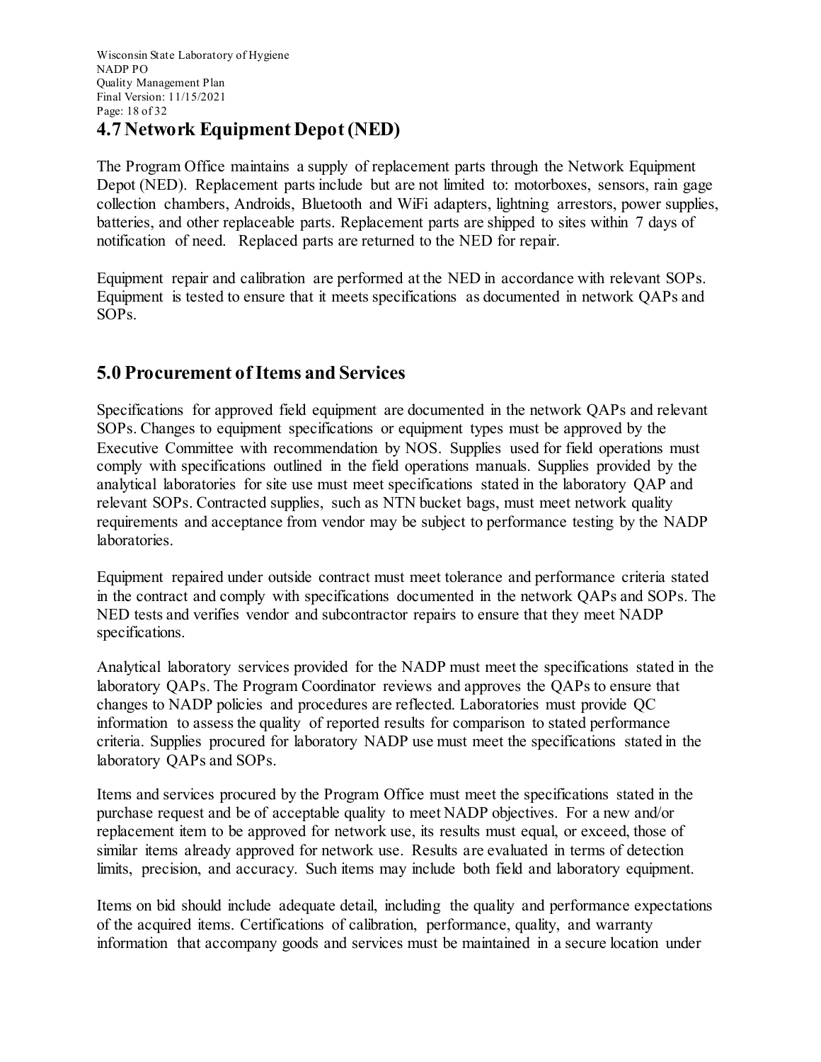## 4.7 Network Equipment Depot (NED)

The Program Office maintains a supply of replacement parts through the Network Equipment Depot (NED). Replacement parts include but are not limited to: motorboxes, sensors, rain gage collection chambers, Androids, Bluetooth and WiFi adapters, lightning arrestors, power supplies, batteries, and other replaceable parts. Replacement parts are shipped to sites within 7 days of notification of need. Replaced parts are returned to the NED for repair.

Equipment repair and calibration are performed at the NED in accordance with relevant SOPs. Equipment is tested to ensure that it meets specifications as documented in network QAPs and SOPs.

# 5.0 Procurement of Items and Services

Specifications for approved field equipment are documented in the network QAPs and relevant SOPs. Changes to equipment specifications or equipment types must be approved by the Executive Committee with recommendation by NOS. Supplies used for field operations must comply with specifications outlined in the field operations manuals. Supplies provided by the analytical laboratories for site use must meet specifications stated in the laboratory QAP and relevant SOPs. Contracted supplies, such as NTN bucket bags, must meet network quality requirements and acceptance from vendor may be subject to performance testing by the NADP laboratories.

Equipment repaired under outside contract must meet tolerance and performance criteria stated in the contract and comply with specifications documented in the network QAPs and SOPs. The NED tests and verifies vendor and subcontractor repairs to ensure that they meet NADP specifications.

Analytical laboratory services provided for the NADP must meet the specifications stated in the laboratory QAPs. The Program Coordinator reviews and approves the QAPs to ensure that changes to NADP policies and procedures are reflected. Laboratories must provide QC information to assess the quality of reported results for comparison to stated performance criteria. Supplies procured for laboratory NADP use must meet the specifications stated in the laboratory QAPs and SOPs.

Items and services procured by the Program Office must meet the specifications stated in the purchase request and be of acceptable quality to meet NADP objectives. For a new and/or replacement item to be approved for network use, its results must equal, or exceed, those of similar items already approved for network use. Results are evaluated in terms of detection limits, precision, and accuracy. Such items may include both field and laboratory equipment.

Items on bid should include adequate detail, including the quality and performance expectations of the acquired items. Certifications of calibration, performance, quality, and warranty information that accompany goods and services must be maintained in a secure location under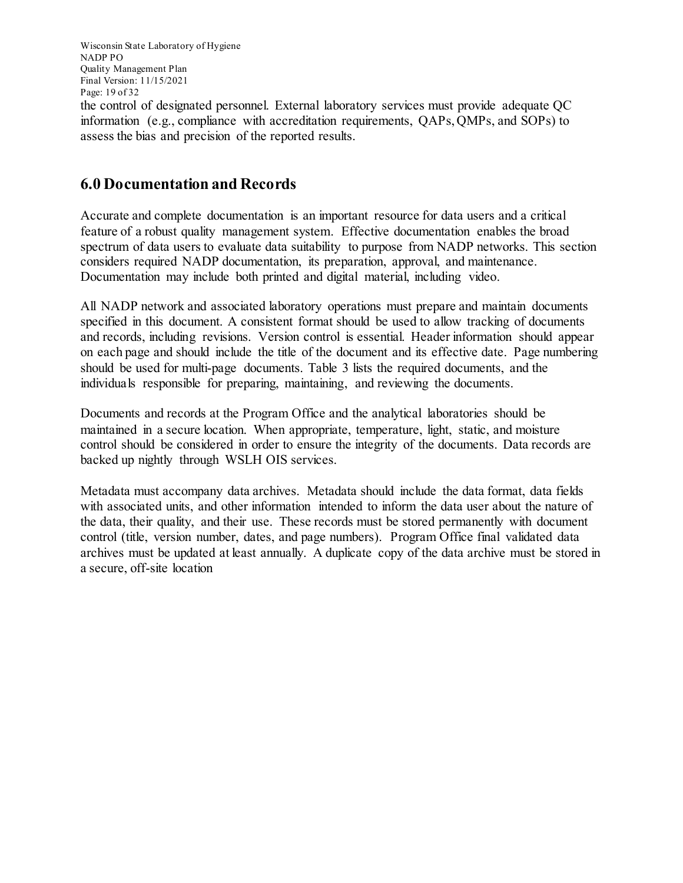the control of designated personnel. External laboratory services must provide adequate QC information (e.g., compliance with accreditation requirements, QAPs, QMPs, and SOPs) to assess the bias and precision of the reported results.

## 6.0 Documentation and Records

Accurate and complete documentation is an important resource for data users and a critical feature of a robust quality management system. Effective documentation enables the broad spectrum of data users to evaluate data suitability to purpose from NADP networks. This section considers required NADP documentation, its preparation, approval, and maintenance. Documentation may include both printed and digital material, including video.

All NADP network and associated laboratory operations must prepare and maintain documents specified in this document. A consistent format should be used to allow tracking of documents and records, including revisions. Version control is essential. Header information should appear on each page and should include the title of the document and its effective date. Page numbering should be used for multi-page documents. Table 3 lists the required documents, and the individuals responsible for preparing, maintaining, and reviewing the documents.

Documents and records at the Program Office and the analytical laboratories should be maintained in a secure location. When appropriate, temperature, light, static, and moisture control should be considered in order to ensure the integrity of the documents. Data records are backed up nightly through WSLH OIS services.

Metadata must accompany data archives. Metadata should include the data format, data fields with associated units, and other information intended to inform the data user about the nature of the data, their quality, and their use. These records must be stored permanently with document control (title, version number, dates, and page numbers). Program Office final validated data archives must be updated at least annually. A duplicate copy of the data archive must be stored in a secure, off-site location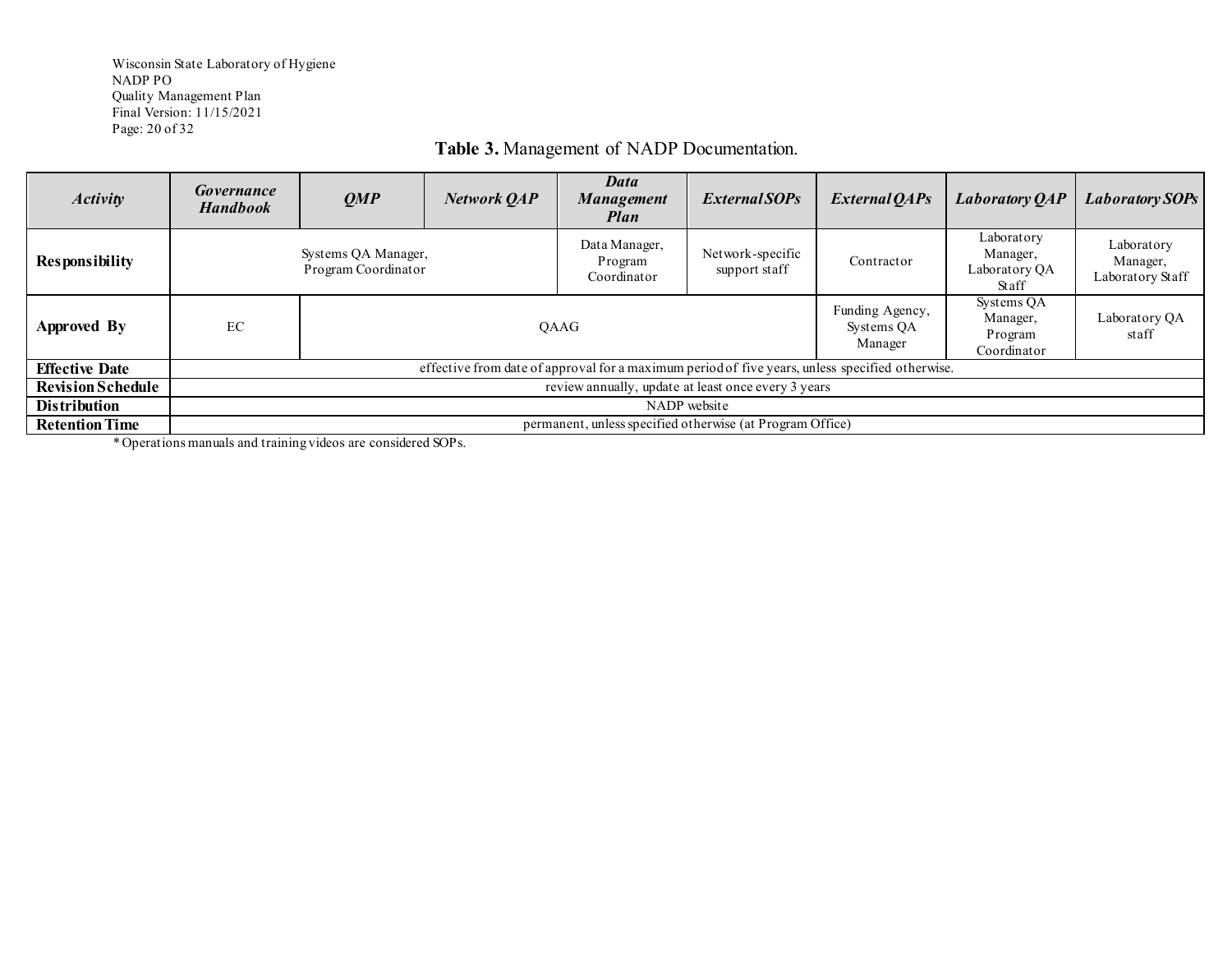**Table 3.** Management of NADP Documentation.

| *Activity* | *Governance Handbook* | *QMP* | *Network QAP* | *Data Management Plan* | *External SOPs* | *External QAPs* | *Laboratory QAP* | *Laboratory SOPs* |
|---|---|---|---|---|---|---|---|---|
| **Responsibility** | Systems QA Manager, Program Coordinator | | | Data Manager, Program Coordinator | Network-specific support staff | Contractor | Laboratory Manager, Laboratory QA Staff | Laboratory Manager, Laboratory Staff |
| **Approved By** | EC | QAAG | | | | Funding Agency, Systems QA Manager | Systems QA Manager, Program Coordinator | Laboratory QA staff |
| **Effective Date** | effective from date of approval for a maximum period of five years, unless specified otherwise. | | | | | | | |
| **Revision Schedule** | review annually, update at least once every 3 years | | | | | | | |
| **Distribution** | NADP website | | | | | | | |
| **Retention Time** | permanent, unless specified otherwise (at Program Office) | | | | | | | |

*Operations manuals and training videos are considered SOPs.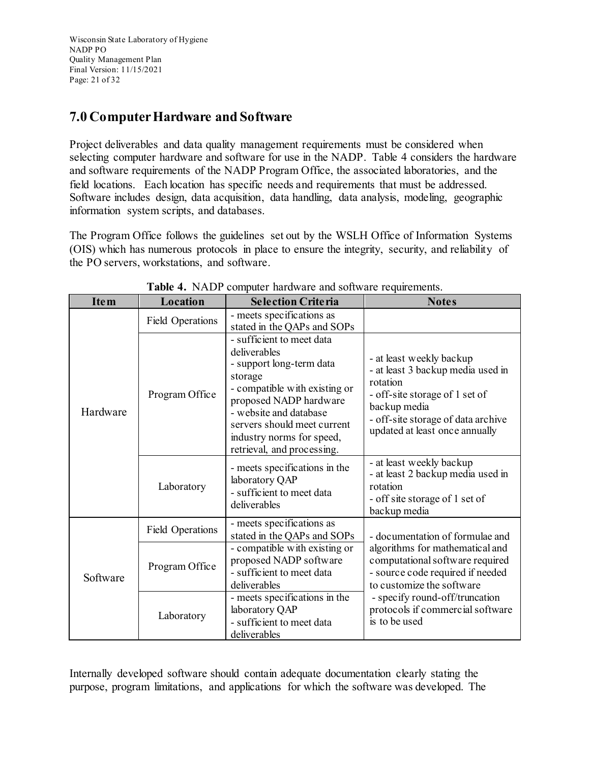## 7.0 Computer Hardware and Software

Project deliverables and data quality management requirements must be considered when selecting computer hardware and software for use in the NADP. Table 4 considers the hardware and software requirements of the NADP Program Office, the associated laboratories, and the field locations. Each location has specific needs and requirements that must be addressed. Software includes design, data acquisition, data handling, data analysis, modeling, geographic information system scripts, and databases.

The Program Office follows the guidelines set out by the WSLH Office of Information Systems (OIS) which has numerous protocols in place to ensure the integrity, security, and reliability of the PO servers, workstations, and software.

**Table 4.** NADP computer hardware and software requirements.

| Item | Location | Selection Criteria | Notes |
|---|---|---|---|
| Hardware | Field Operations | - meets specifications as stated in the QAPs and SOPs | |
| | Program Office | - sufficient to meet data deliverables<br>- support long-term data storage<br>- compatible with existing or proposed NADP hardware<br>- website and database servers should meet current industry norms for speed, retrieval, and processing. | - at least weekly backup<br>- at least 3 backup media used in rotation<br>- off-site storage of 1 set of backup media<br>- off-site storage of data archive updated at least once annually |
| | Laboratory | - meets specifications in the laboratory QAP<br>- sufficient to meet data deliverables | - at least weekly backup<br>- at least 2 backup media used in rotation<br>- off site storage of 1 set of backup media |
| Software | Field Operations | - meets specifications as stated in the QAPs and SOPs | - documentation of formulae and algorithms for mathematical and computational software required<br>- source code required if needed to customize the software<br>- specify round-off/truncation protocols if commercial software is to be used |
| | Program Office | - compatible with existing or proposed NADP software<br>- sufficient to meet data deliverables | |
| | Laboratory | - meets specifications in the laboratory QAP<br>- sufficient to meet data deliverables | |

Internally developed software should contain adequate documentation clearly stating the purpose, program limitations, and applications for which the software was developed. The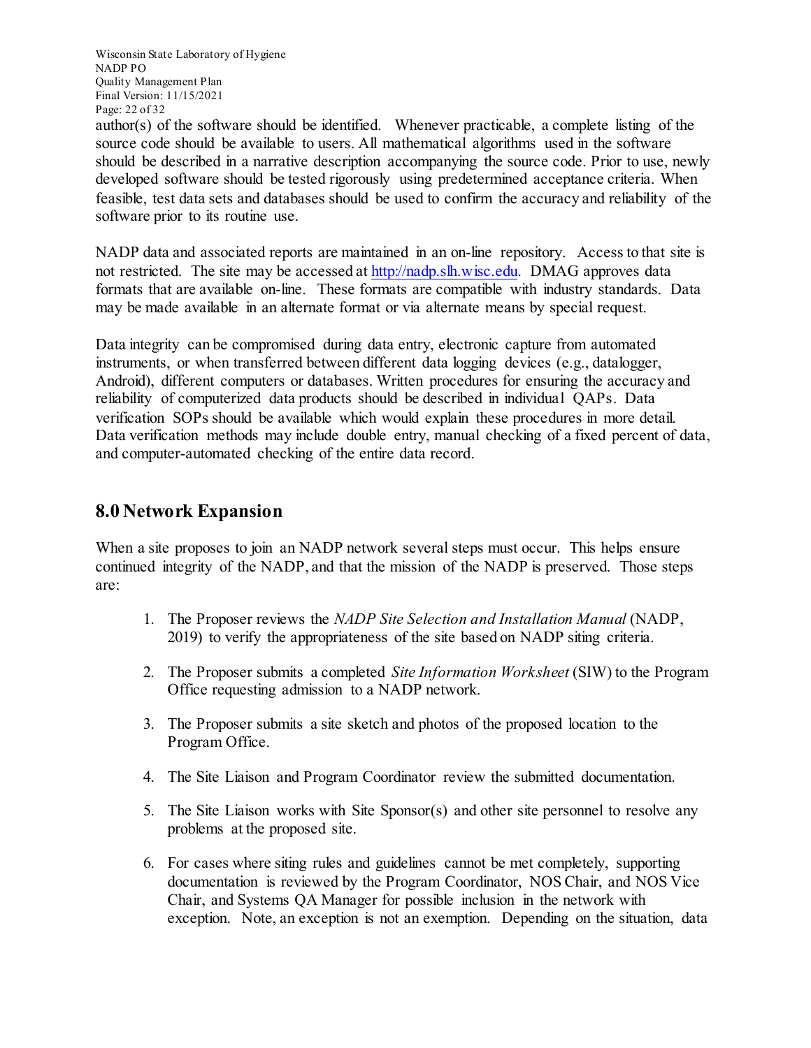author(s) of the software should be identified. Whenever practicable, a complete listing of the source code should be available to users. All mathematical algorithms used in the software should be described in a narrative description accompanying the source code. Prior to use, newly developed software should be tested rigorously using predetermined acceptance criteria. When feasible, test data sets and databases should be used to confirm the accuracy and reliability of the software prior to its routine use.

NADP data and associated reports are maintained in an on-line repository. Access to that site is not restricted. The site may be accessed at http://nadp.slh.wisc.edu. DMAG approves data formats that are available on-line. These formats are compatible with industry standards. Data may be made available in an alternate format or via alternate means by special request.

Data integrity can be compromised during data entry, electronic capture from automated instruments, or when transferred between different data logging devices (e.g., datalogger, Android), different computers or databases. Written procedures for ensuring the accuracy and reliability of computerized data products should be described in individual QAPs. Data verification SOPs should be available which would explain these procedures in more detail. Data verification methods may include double entry, manual checking of a fixed percent of data, and computer-automated checking of the entire data record.

## 8.0 Network Expansion

When a site proposes to join an NADP network several steps must occur. This helps ensure continued integrity of the NADP, and that the mission of the NADP is preserved. Those steps are:

1. The Proposer reviews the *NADP Site Selection and Installation Manual* (NADP, 2019) to verify the appropriateness of the site based on NADP siting criteria.

2. The Proposer submits a completed *Site Information Worksheet* (SIW) to the Program Office requesting admission to a NADP network.

3. The Proposer submits a site sketch and photos of the proposed location to the Program Office.

4. The Site Liaison and Program Coordinator review the submitted documentation.

5. The Site Liaison works with Site Sponsor(s) and other site personnel to resolve any problems at the proposed site.

6. For cases where siting rules and guidelines cannot be met completely, supporting documentation is reviewed by the Program Coordinator, NOS Chair, and NOS Vice Chair, and Systems QA Manager for possible inclusion in the network with exception. Note, an exception is not an exemption. Depending on the situation, data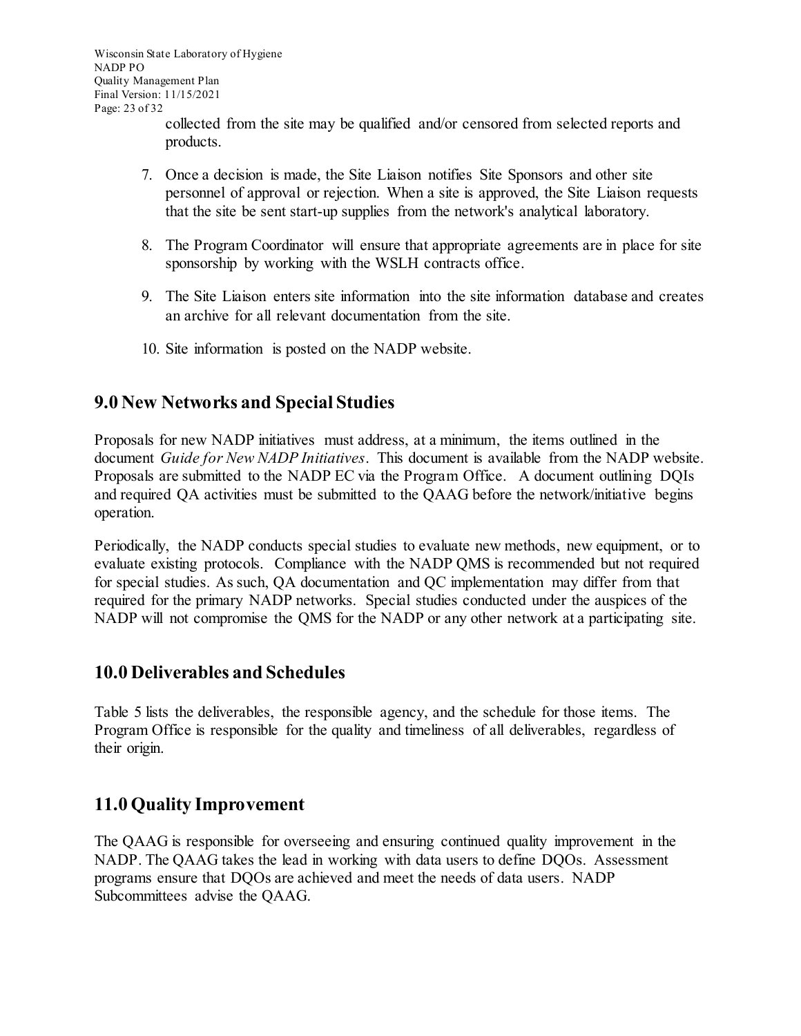collected from the site may be qualified and/or censored from selected reports and products.

7. Once a decision is made, the Site Liaison notifies Site Sponsors and other site personnel of approval or rejection. When a site is approved, the Site Liaison requests that the site be sent start-up supplies from the network's analytical laboratory.

8. The Program Coordinator will ensure that appropriate agreements are in place for site sponsorship by working with the WSLH contracts office.

9. The Site Liaison enters site information into the site information database and creates an archive for all relevant documentation from the site.

10. Site information is posted on the NADP website.

## 9.0 New Networks and Special Studies

Proposals for new NADP initiatives must address, at a minimum, the items outlined in the document *Guide for New NADP Initiatives*. This document is available from the NADP website. Proposals are submitted to the NADP EC via the Program Office. A document outlining DQIs and required QA activities must be submitted to the QAAG before the network/initiative begins operation.

Periodically, the NADP conducts special studies to evaluate new methods, new equipment, or to evaluate existing protocols. Compliance with the NADP QMS is recommended but not required for special studies. As such, QA documentation and QC implementation may differ from that required for the primary NADP networks. Special studies conducted under the auspices of the NADP will not compromise the QMS for the NADP or any other network at a participating site.

## 10.0 Deliverables and Schedules

Table 5 lists the deliverables, the responsible agency, and the schedule for those items. The Program Office is responsible for the quality and timeliness of all deliverables, regardless of their origin.

## 11.0 Quality Improvement

The QAAG is responsible for overseeing and ensuring continued quality improvement in the NADP. The QAAG takes the lead in working with data users to define DQOs. Assessment programs ensure that DQOs are achieved and meet the needs of data users. NADP Subcommittees advise the QAAG.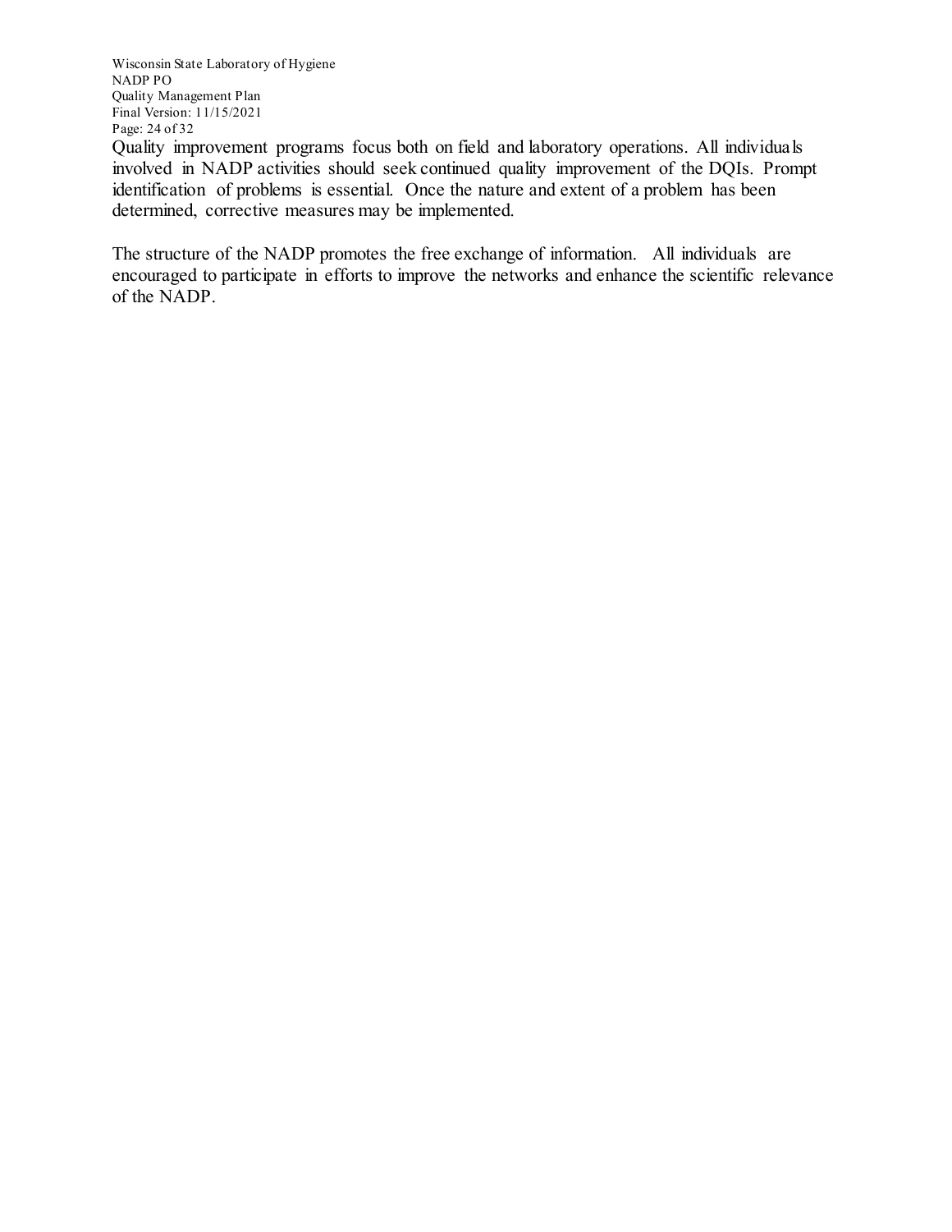Quality improvement programs focus both on field and laboratory operations. All individuals involved in NADP activities should seek continued quality improvement of the DQIs. Prompt identification of problems is essential. Once the nature and extent of a problem has been determined, corrective measures may be implemented.

The structure of the NADP promotes the free exchange of information. All individuals are encouraged to participate in efforts to improve the networks and enhance the scientific relevance of the NADP.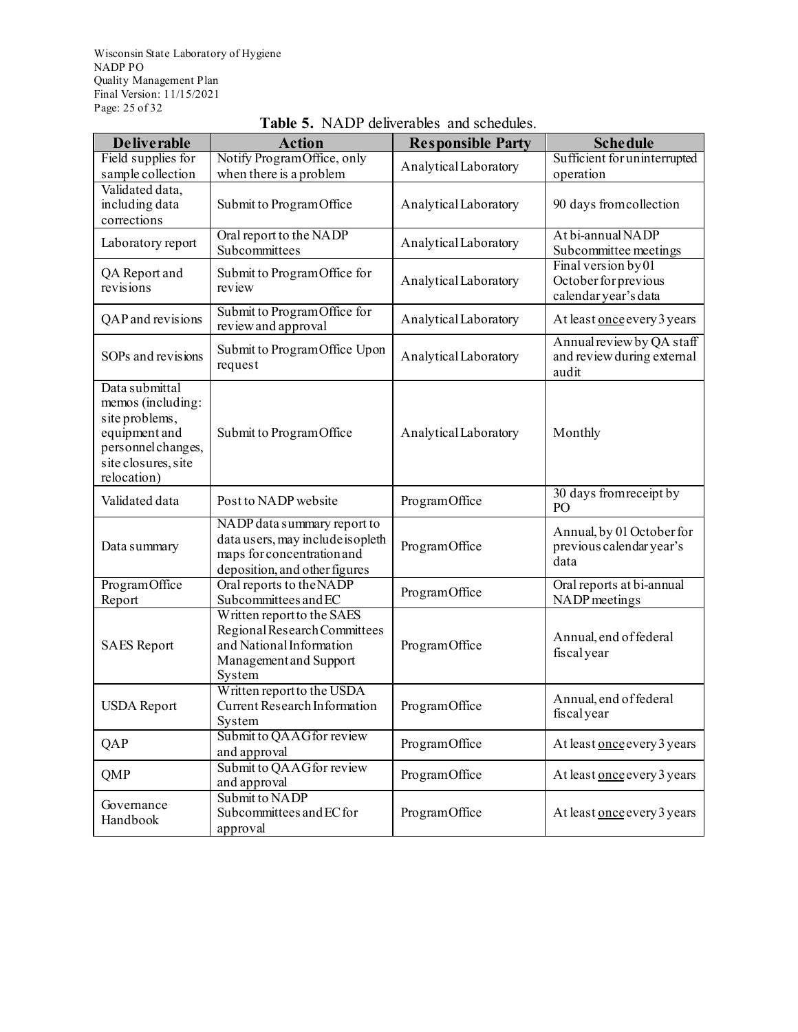**Table 5.** NADP deliverables and schedules.

| Deliverable | Action | Responsible Party | Schedule |
|---|---|---|---|
| Field supplies for sample collection | Notify Program Office, only when there is a problem | Analytical Laboratory | Sufficient for uninterrupted operation |
| Validated data, including data corrections | Submit to Program Office | Analytical Laboratory | 90 days from collection |
| Laboratory report | Oral report to the NADP Subcommittees | Analytical Laboratory | At bi-annual NADP Subcommittee meetings |
| QA Report and revisions | Submit to Program Office for review | Analytical Laboratory | Final version by 01 October for previous calendar year's data |
| QAP and revisions | Submit to Program Office for review and approval | Analytical Laboratory | At least once every 3 years |
| SOPs and revisions | Submit to Program Office Upon request | Analytical Laboratory | Annual review by QA staff and review during external audit |
| Data submittal memos (including: site problems, equipment and personnel changes, site closures, site relocation) | Submit to Program Office | Analytical Laboratory | Monthly |
| Validated data | Post to NADP website | Program Office | 30 days from receipt by PO |
| Data summary | NADP data summary report to data users, may include isopleth maps for concentration and deposition, and other figures | Program Office | Annual, by 01 October for previous calendar year's data |
| Program Office Report | Oral reports to the NADP Subcommittees and EC | Program Office | Oral reports at bi-annual NADP meetings |
| SAES Report | Written report to the SAES Regional Research Committees and National Information Management and Support System | Program Office | Annual, end of federal fiscal year |
| USDA Report | Written report to the USDA Current Research Information System | Program Office | Annual, end of federal fiscal year |
| QAP | Submit to QAAG for review and approval | Program Office | At least once every 3 years |
| QMP | Submit to QAAG for review and approval | Program Office | At least once every 3 years |
| Governance Handbook | Submit to NADP Subcommittees and EC for approval | Program Office | At least once every 3 years |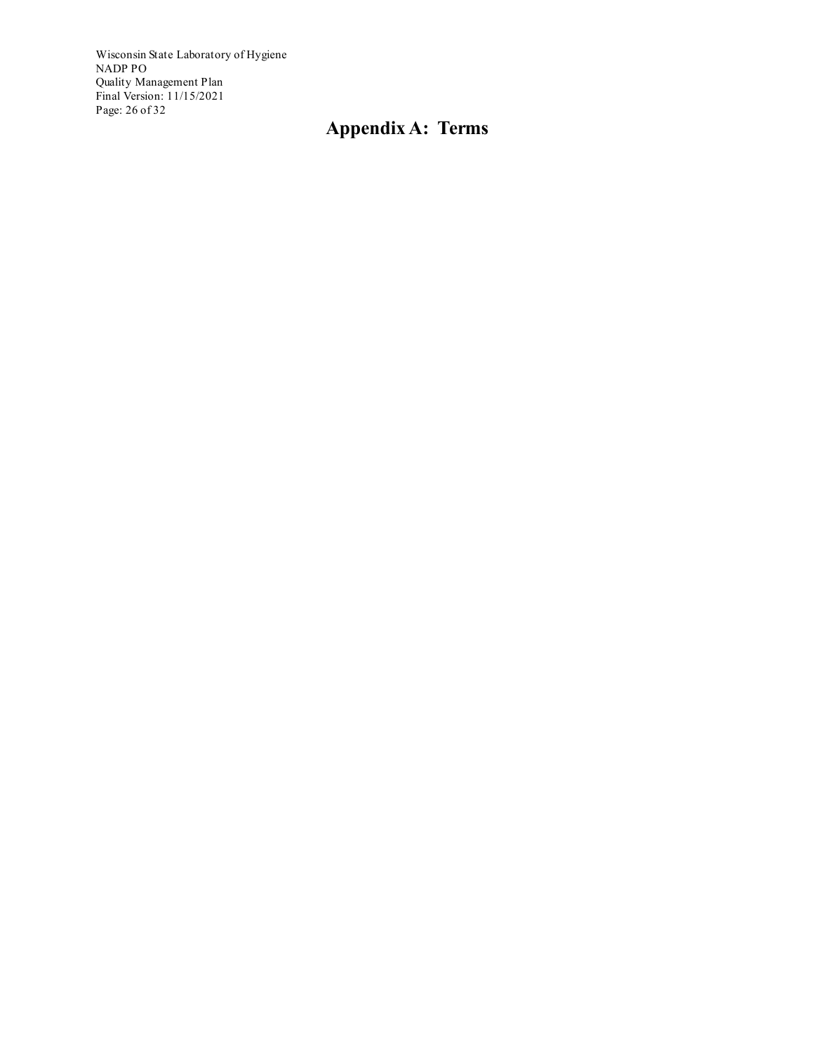# Appendix A: Terms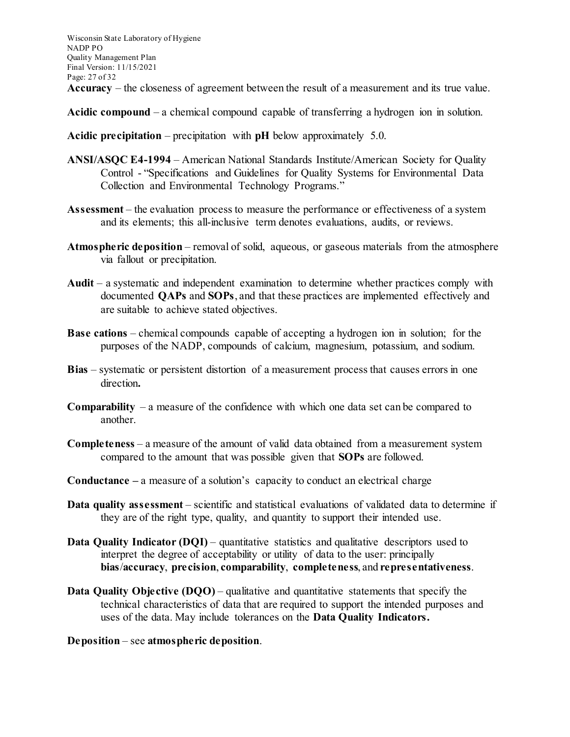**Accuracy** – the closeness of agreement between the result of a measurement and its true value.

**Acidic compound** – a chemical compound capable of transferring a hydrogen ion in solution.

**Acidic precipitation** – precipitation with **pH** below approximately 5.0.

**ANSI/ASQC E4-1994** – American National Standards Institute/American Society for Quality Control - "Specifications and Guidelines for Quality Systems for Environmental Data Collection and Environmental Technology Programs."

**Assessment** – the evaluation process to measure the performance or effectiveness of a system and its elements; this all-inclusive term denotes evaluations, audits, or reviews.

**Atmospheric deposition** – removal of solid, aqueous, or gaseous materials from the atmosphere via fallout or precipitation.

**Audit** – a systematic and independent examination to determine whether practices comply with documented **QAPs** and **SOPs**, and that these practices are implemented effectively and are suitable to achieve stated objectives.

**Base cations** – chemical compounds capable of accepting a hydrogen ion in solution; for the purposes of the NADP, compounds of calcium, magnesium, potassium, and sodium.

**Bias** – systematic or persistent distortion of a measurement process that causes errors in one direction**.**

**Comparability** – a measure of the confidence with which one data set can be compared to another.

**Completeness** – a measure of the amount of valid data obtained from a measurement system compared to the amount that was possible given that **SOPs** are followed.

**Conductance –** a measure of a solution's capacity to conduct an electrical charge

**Data quality assessment** – scientific and statistical evaluations of validated data to determine if they are of the right type, quality, and quantity to support their intended use.

**Data Quality Indicator (DQI)** – quantitative statistics and qualitative descriptors used to interpret the degree of acceptability or utility of data to the user: principally **bias**/**accuracy**, **precision**, **comparability**, **completeness**, and **representativeness**.

**Data Quality Objective (DQO)** – qualitative and quantitative statements that specify the technical characteristics of data that are required to support the intended purposes and uses of the data. May include tolerances on the **Data Quality Indicators.**

**Deposition** – see **atmospheric deposition**.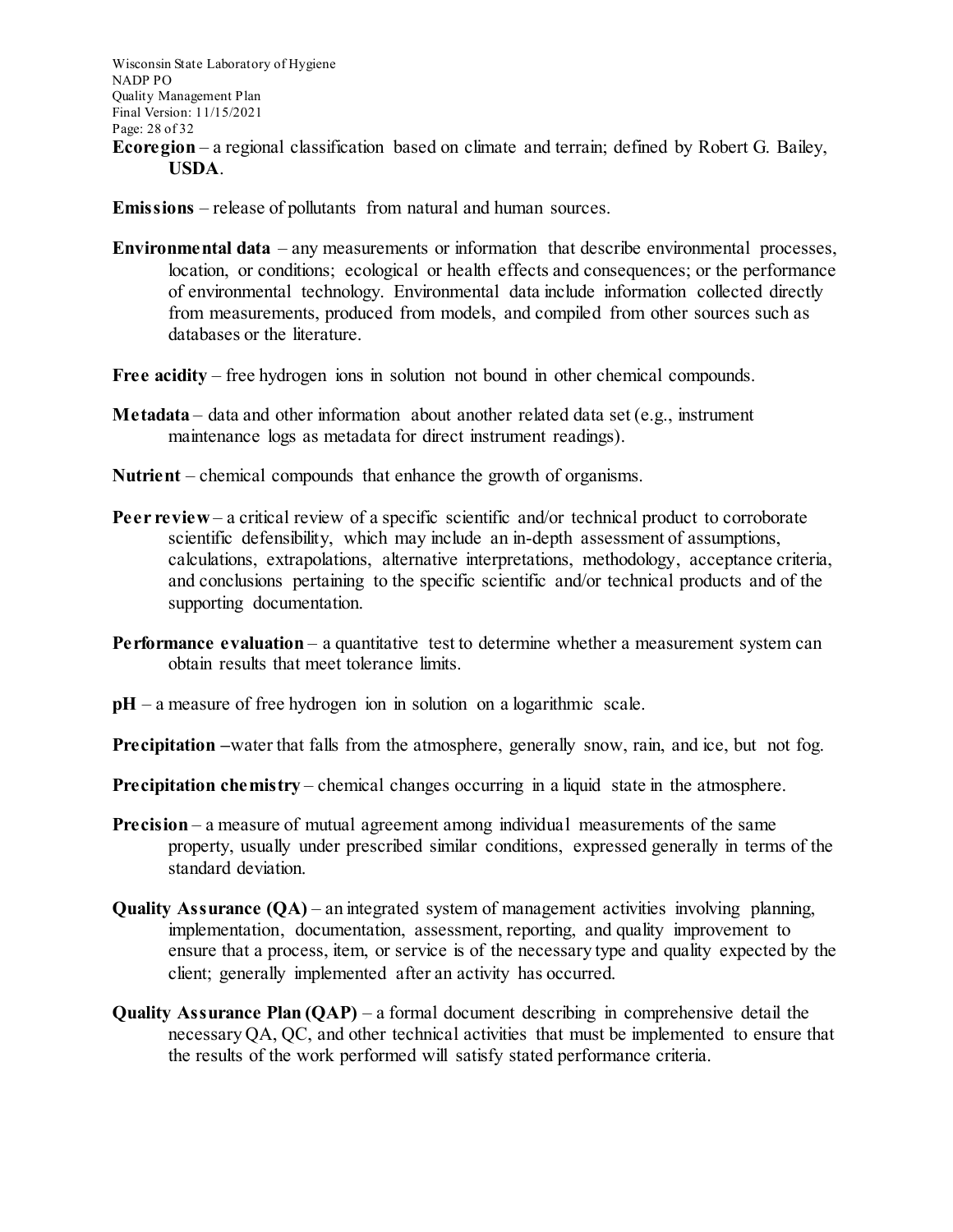**Ecoregion** – a regional classification based on climate and terrain; defined by Robert G. Bailey, **USDA**.

**Emissions** – release of pollutants from natural and human sources.

**Environmental data** – any measurements or information that describe environmental processes, location, or conditions; ecological or health effects and consequences; or the performance of environmental technology. Environmental data include information collected directly from measurements, produced from models, and compiled from other sources such as databases or the literature.

**Free acidity** – free hydrogen ions in solution not bound in other chemical compounds.

**Metadata** – data and other information about another related data set (e.g., instrument maintenance logs as metadata for direct instrument readings).

**Nutrient** – chemical compounds that enhance the growth of organisms.

**Peer review** – a critical review of a specific scientific and/or technical product to corroborate scientific defensibility, which may include an in-depth assessment of assumptions, calculations, extrapolations, alternative interpretations, methodology, acceptance criteria, and conclusions pertaining to the specific scientific and/or technical products and of the supporting documentation.

**Performance evaluation** – a quantitative test to determine whether a measurement system can obtain results that meet tolerance limits.

**pH** – a measure of free hydrogen ion in solution on a logarithmic scale.

**Precipitation –**water that falls from the atmosphere, generally snow, rain, and ice, but not fog.

**Precipitation chemistry** – chemical changes occurring in a liquid state in the atmosphere.

**Precision** – a measure of mutual agreement among individual measurements of the same property, usually under prescribed similar conditions, expressed generally in terms of the standard deviation.

**Quality Assurance (QA)** – an integrated system of management activities involving planning, implementation, documentation, assessment, reporting, and quality improvement to ensure that a process, item, or service is of the necessary type and quality expected by the client; generally implemented after an activity has occurred.

**Quality Assurance Plan (QAP)** – a formal document describing in comprehensive detail the necessary QA, QC, and other technical activities that must be implemented to ensure that the results of the work performed will satisfy stated performance criteria.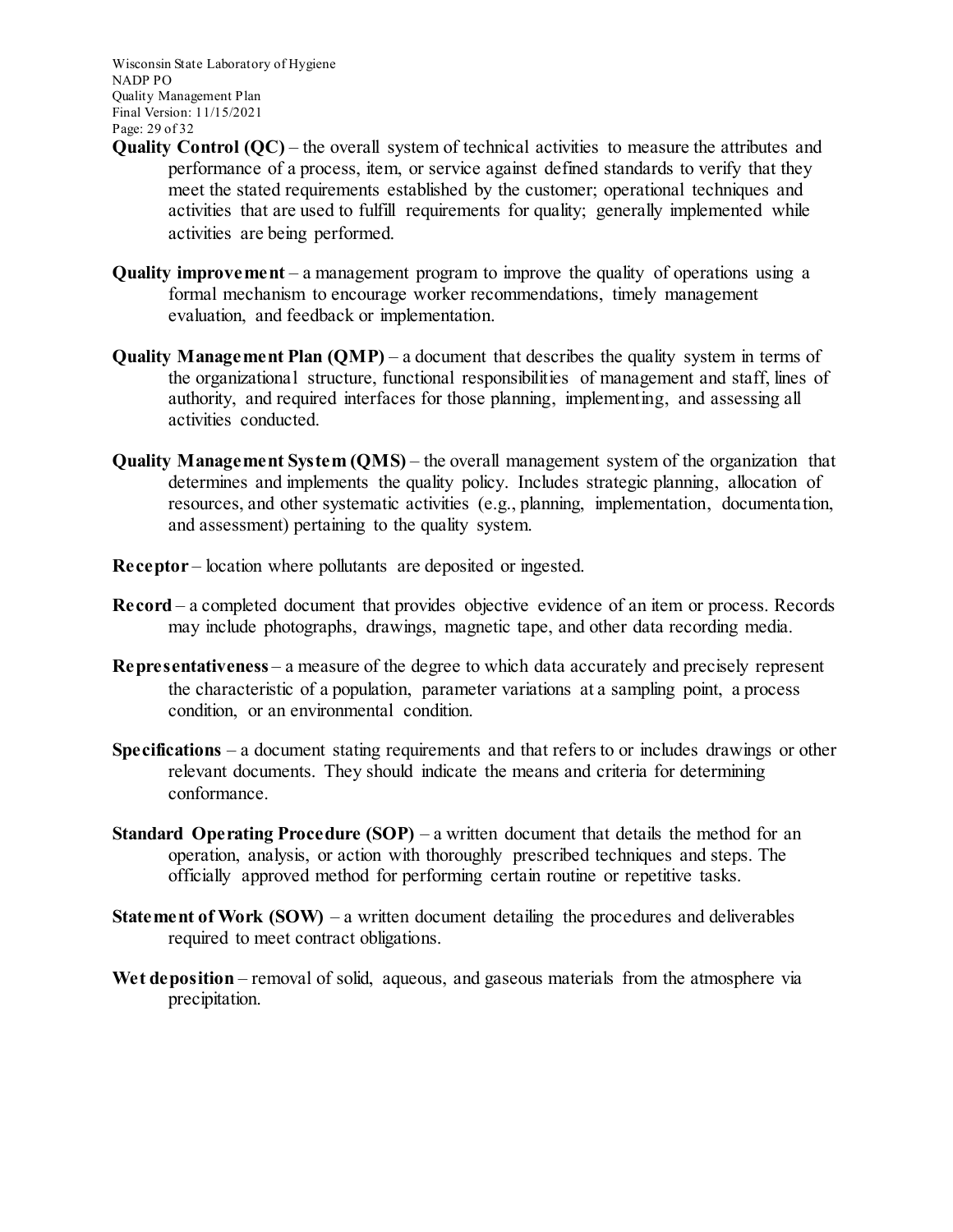**Quality Control (QC)** – the overall system of technical activities to measure the attributes and performance of a process, item, or service against defined standards to verify that they meet the stated requirements established by the customer; operational techniques and activities that are used to fulfill requirements for quality; generally implemented while activities are being performed.

**Quality improvement** – a management program to improve the quality of operations using a formal mechanism to encourage worker recommendations, timely management evaluation, and feedback or implementation.

**Quality Management Plan (QMP)** – a document that describes the quality system in terms of the organizational structure, functional responsibilities of management and staff, lines of authority, and required interfaces for those planning, implementing, and assessing all activities conducted.

**Quality Management System (QMS)** – the overall management system of the organization that determines and implements the quality policy. Includes strategic planning, allocation of resources, and other systematic activities (e.g., planning, implementation, documentation, and assessment) pertaining to the quality system.

**Receptor** – location where pollutants are deposited or ingested.

**Record** – a completed document that provides objective evidence of an item or process. Records may include photographs, drawings, magnetic tape, and other data recording media.

**Representativeness** – a measure of the degree to which data accurately and precisely represent the characteristic of a population, parameter variations at a sampling point, a process condition, or an environmental condition.

**Specifications** – a document stating requirements and that refers to or includes drawings or other relevant documents. They should indicate the means and criteria for determining conformance.

**Standard Operating Procedure (SOP)** – a written document that details the method for an operation, analysis, or action with thoroughly prescribed techniques and steps. The officially approved method for performing certain routine or repetitive tasks.

**Statement of Work (SOW)** – a written document detailing the procedures and deliverables required to meet contract obligations.

**Wet deposition** – removal of solid, aqueous, and gaseous materials from the atmosphere via precipitation.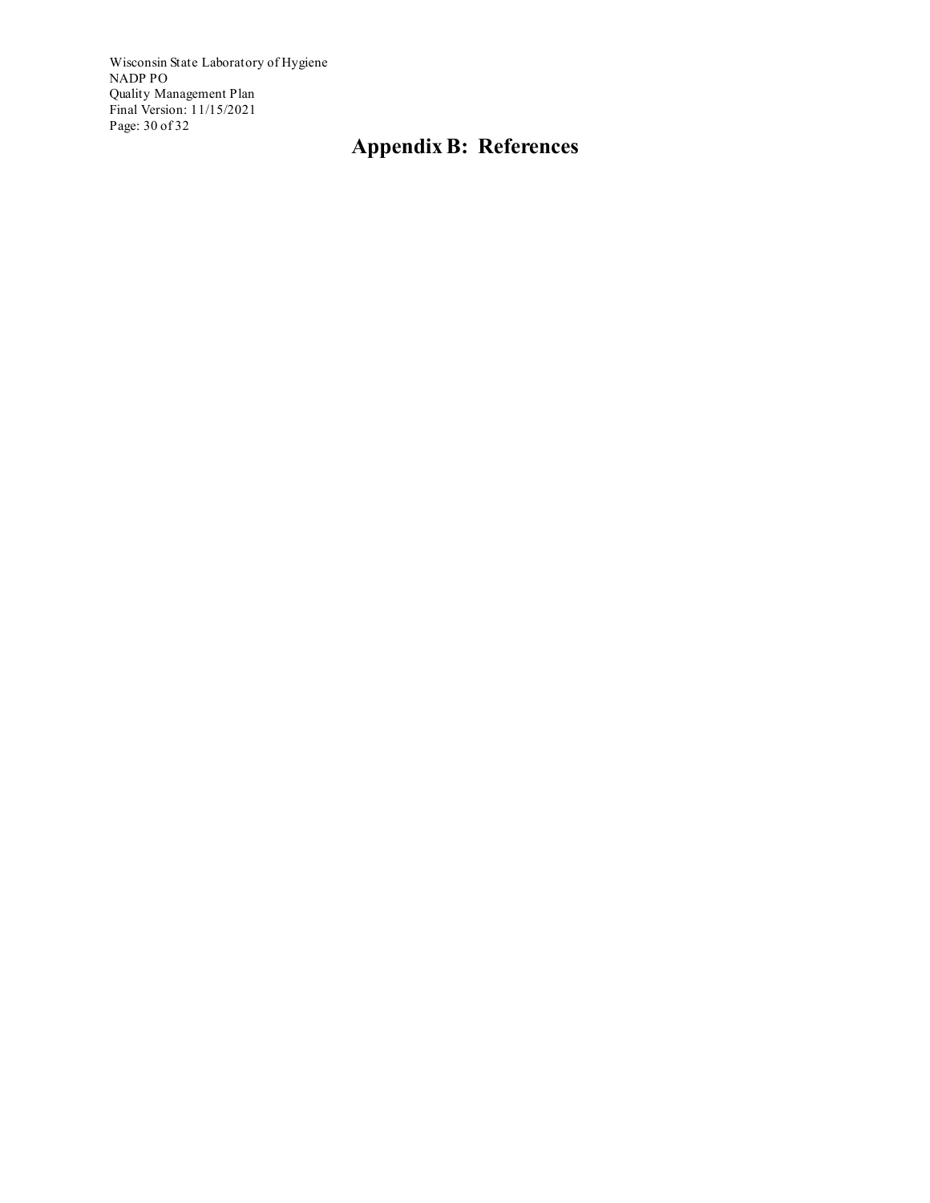# Appendix B: References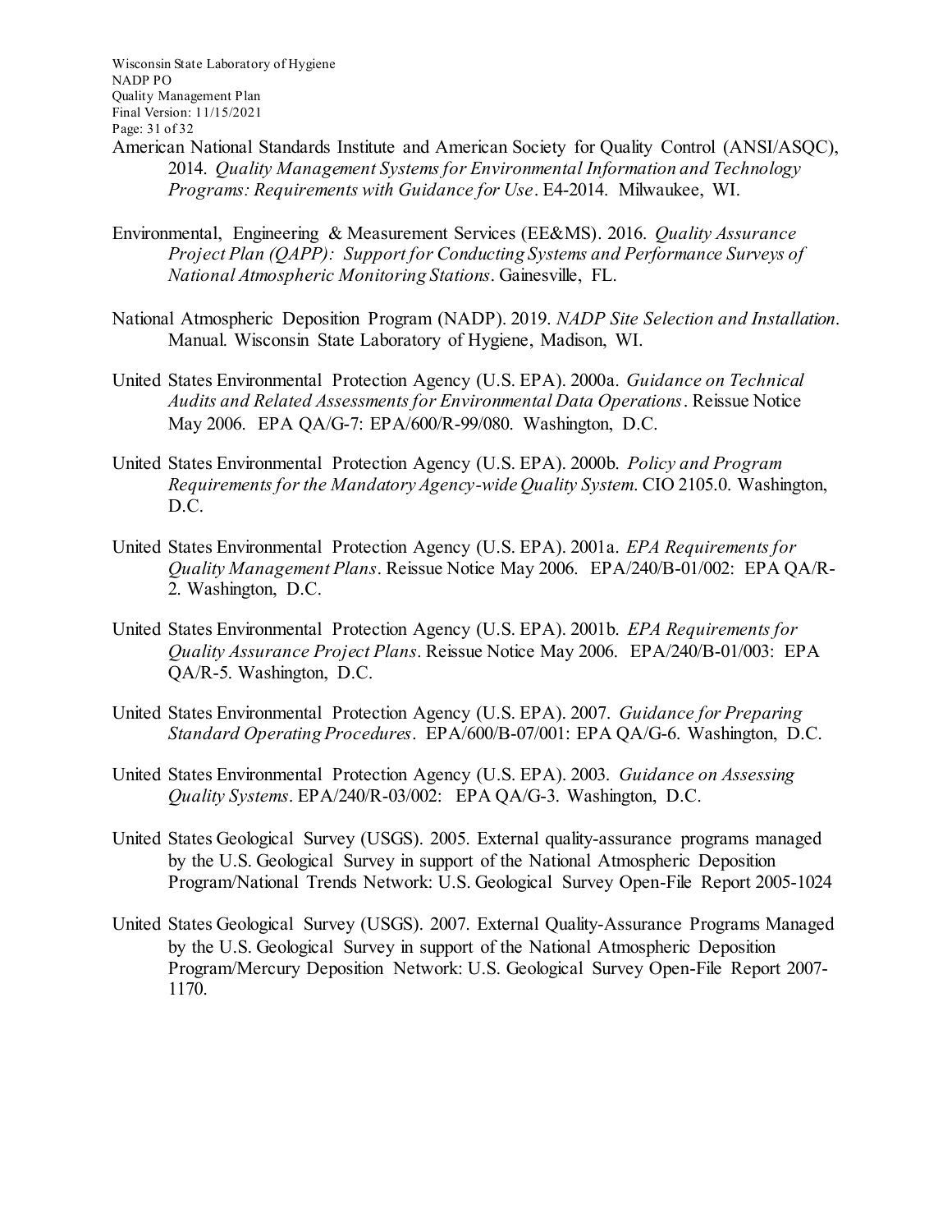American National Standards Institute and American Society for Quality Control (ANSI/ASQC), 2014. *Quality Management Systems for Environmental Information and Technology Programs: Requirements with Guidance for Use*. E4-2014. Milwaukee, WI.

Environmental, Engineering & Measurement Services (EE&MS). 2016. *Quality Assurance Project Plan (QAPP): Support for Conducting Systems and Performance Surveys of National Atmospheric Monitoring Stations*. Gainesville, FL.

National Atmospheric Deposition Program (NADP). 2019. *NADP Site Selection and Installation*. Manual. Wisconsin State Laboratory of Hygiene, Madison, WI.

United States Environmental Protection Agency (U.S. EPA). 2000a. *Guidance on Technical Audits and Related Assessments for Environmental Data Operations*. Reissue Notice May 2006. EPA QA/G-7: EPA/600/R-99/080. Washington, D.C.

United States Environmental Protection Agency (U.S. EPA). 2000b. *Policy and Program Requirements for the Mandatory Agency-wide Quality System*. CIO 2105.0. Washington, D.C.

United States Environmental Protection Agency (U.S. EPA). 2001a. *EPA Requirements for Quality Management Plans*. Reissue Notice May 2006. EPA/240/B-01/002: EPA QA/R-2. Washington, D.C.

United States Environmental Protection Agency (U.S. EPA). 2001b. *EPA Requirements for Quality Assurance Project Plans*. Reissue Notice May 2006. EPA/240/B-01/003: EPA QA/R-5. Washington, D.C.

United States Environmental Protection Agency (U.S. EPA). 2007. *Guidance for Preparing Standard Operating Procedures*. EPA/600/B-07/001: EPA QA/G-6. Washington, D.C.

United States Environmental Protection Agency (U.S. EPA). 2003. *Guidance on Assessing Quality Systems*. EPA/240/R-03/002: EPA QA/G-3. Washington, D.C.

United States Geological Survey (USGS). 2005. External quality-assurance programs managed by the U.S. Geological Survey in support of the National Atmospheric Deposition Program/National Trends Network: U.S. Geological Survey Open-File Report 2005-1024

United States Geological Survey (USGS). 2007. External Quality-Assurance Programs Managed by the U.S. Geological Survey in support of the National Atmospheric Deposition Program/Mercury Deposition Network: U.S. Geological Survey Open-File Report 2007-1170.